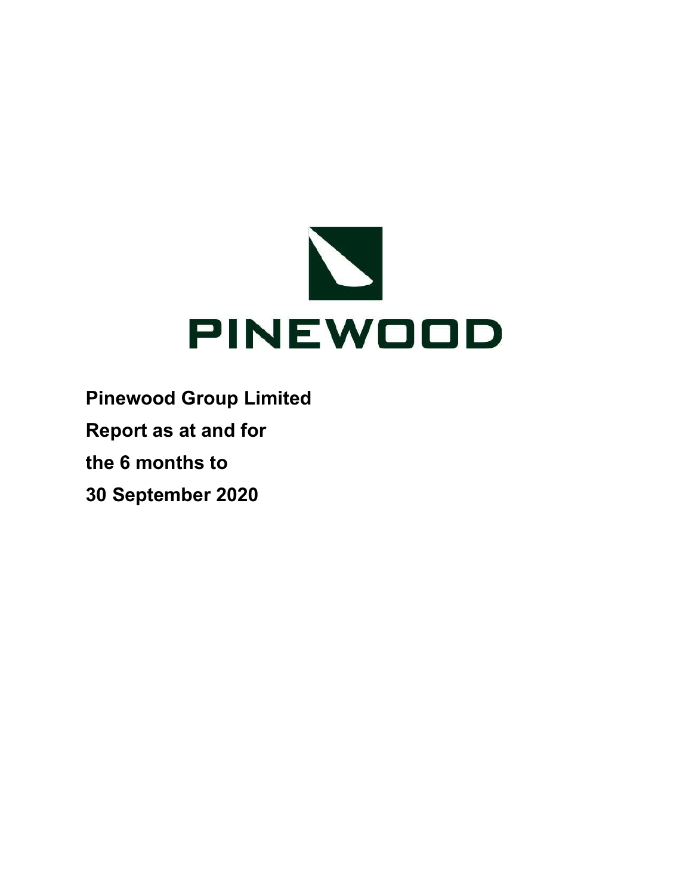PINEWOOD

**Pinewood Group Limited**

**Report as at and for**

**the 6 months to**

**30 September 2020**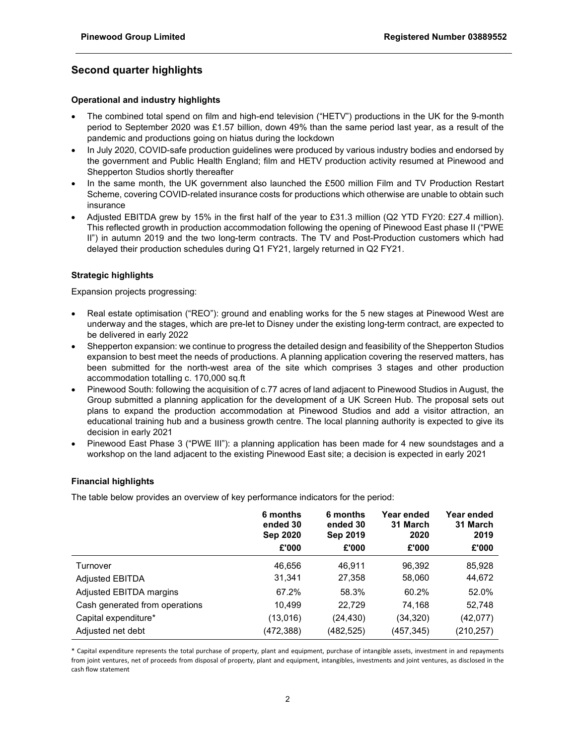## Second quarter highlights

### Operational and industry highlights

- The combined total spend on film and high-end television ("HETV") productions in the UK for the 9-month period to September 2020 was £1.57 billion, down 49% than the same period last year, as a result of the pandemic and productions going on hiatus during the lockdown
- In July 2020, COVID-safe production guidelines were produced by various industry bodies and endorsed by the government and Public Health England; film and HETV production activity resumed at Pinewood and Shepperton Studios shortly thereafter
- In the same month, the UK government also launched the £500 million Film and TV Production Restart Scheme, covering COVID-related insurance costs for productions which otherwise are unable to obtain such insurance
- Adjusted EBITDA grew by 15% in the first half of the year to £31.3 million (Q2 YTD FY20: £27.4 million). This reflected growth in production accommodation following the opening of Pinewood East phase II ("PWE II") in autumn 2019 and the two long-term contracts. The TV and Post-Production customers which had delayed their production schedules during Q1 FY21, largely returned in Q2 FY21.

### Strategic highlights

Expansion projects progressing:

- Real estate optimisation ("REO"): ground and enabling works for the 5 new stages at Pinewood West are underway and the stages, which are pre-let to Disney under the existing long-term contract, are expected to be delivered in early 2022
- Shepperton expansion: we continue to progress the detailed design and feasibility of the Shepperton Studios expansion to best meet the needs of productions. A planning application covering the reserved matters, has been submitted for the north-west area of the site which comprises 3 stages and other production accommodation totalling c. 170,000 sq.ft
- Pinewood South: following the acquisition of c.77 acres of land adjacent to Pinewood Studios in August, the Group submitted a planning application for the development of a UK Screen Hub. The proposal sets out plans to expand the production accommodation at Pinewood Studios and add a visitor attraction, an educational training hub and a business growth centre. The local planning authority is expected to give its decision in early 2021
- Pinewood East Phase 3 ("PWE III"): a planning application has been made for 4 new soundstages and a workshop on the land adjacent to the existing Pinewood East site; a decision is expected in early 2021

### Financial highlights

The table below provides an overview of key performance indicators for the period:

| | 6 months ended 30 Sep 2020 £'000 | 6 months ended 30 Sep 2019 £'000 | Year ended 31 March 2020 £'000 | Year ended 31 March 2019 £'000 |
|---|---|---|---|---|
| Turnover | 46,656 | 46,911 | 96,392 | 85,928 |
| Adjusted EBITDA | 31,341 | 27,358 | 58,060 | 44,672 |
| Adjusted EBITDA margins | 67.2% | 58.3% | 60.2% | 52.0% |
| Cash generated from operations | 10,499 | 22,729 | 74,168 | 52,748 |
| Capital expenditure* | (13,016) | (24,430) | (34,320) | (42,077) |
| Adjusted net debt | (472,388) | (482,525) | (457,345) | (210,257) |

* Capital expenditure represents the total purchase of property, plant and equipment, purchase of intangible assets, investment in and repayments from joint ventures, net of proceeds from disposal of property, plant and equipment, intangibles, investments and joint ventures, as disclosed in the cash flow statement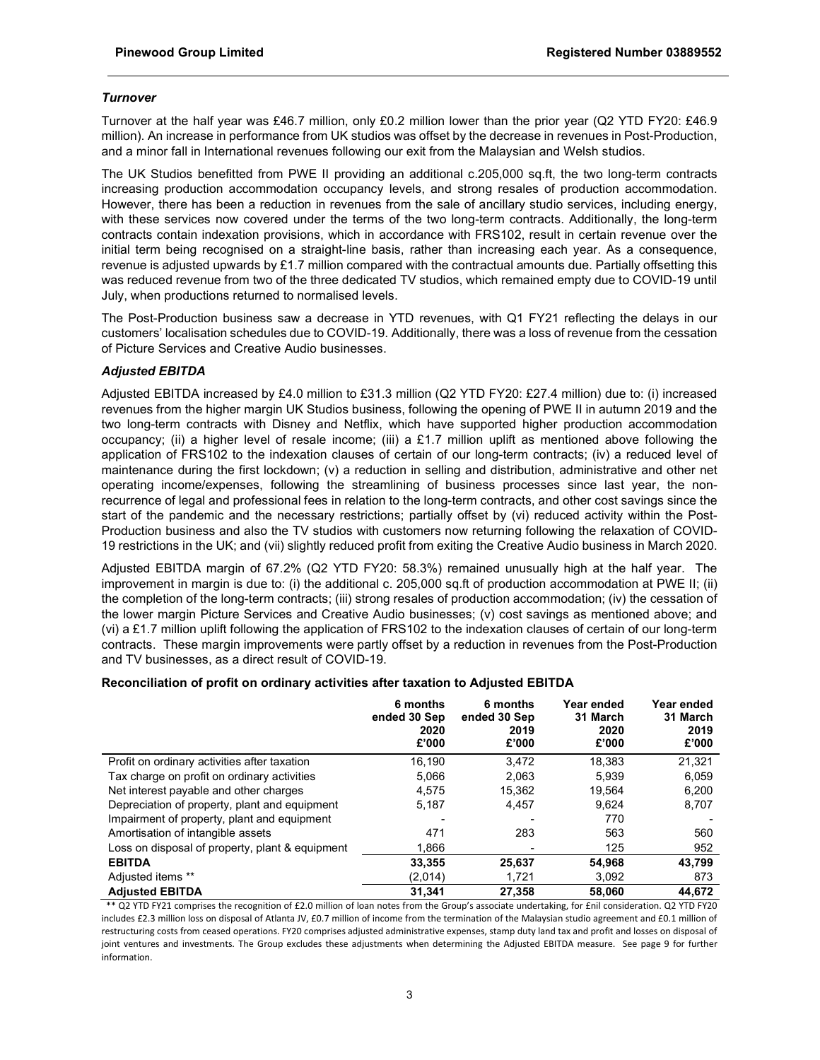### *Turnover*

Turnover at the half year was £46.7 million, only £0.2 million lower than the prior year (Q2 YTD FY20: £46.9 million). An increase in performance from UK studios was offset by the decrease in revenues in Post-Production, and a minor fall in International revenues following our exit from the Malaysian and Welsh studios.

The UK Studios benefitted from PWE II providing an additional c.205,000 sq.ft, the two long-term contracts increasing production accommodation occupancy levels, and strong resales of production accommodation. However, there has been a reduction in revenues from the sale of ancillary studio services, including energy, with these services now covered under the terms of the two long-term contracts. Additionally, the long-term contracts contain indexation provisions, which in accordance with FRS102, result in certain revenue over the initial term being recognised on a straight-line basis, rather than increasing each year. As a consequence, revenue is adjusted upwards by £1.7 million compared with the contractual amounts due. Partially offsetting this was reduced revenue from two of the three dedicated TV studios, which remained empty due to COVID-19 until July, when productions returned to normalised levels.

The Post-Production business saw a decrease in YTD revenues, with Q1 FY21 reflecting the delays in our customers' localisation schedules due to COVID-19. Additionally, there was a loss of revenue from the cessation of Picture Services and Creative Audio businesses.

### *Adjusted EBITDA*

Adjusted EBITDA increased by £4.0 million to £31.3 million (Q2 YTD FY20: £27.4 million) due to: (i) increased revenues from the higher margin UK Studios business, following the opening of PWE II in autumn 2019 and the two long-term contracts with Disney and Netflix, which have supported higher production accommodation occupancy; (ii) a higher level of resale income; (iii) a £1.7 million uplift as mentioned above following the application of FRS102 to the indexation clauses of certain of our long-term contracts; (iv) a reduced level of maintenance during the first lockdown; (v) a reduction in selling and distribution, administrative and other net operating income/expenses, following the streamlining of business processes since last year, the non-recurrence of legal and professional fees in relation to the long-term contracts, and other cost savings since the start of the pandemic and the necessary restrictions; partially offset by (vi) reduced activity within the Post-Production business and also the TV studios with customers now returning following the relaxation of COVID-19 restrictions in the UK; and (vii) slightly reduced profit from exiting the Creative Audio business in March 2020.

Adjusted EBITDA margin of 67.2% (Q2 YTD FY20: 58.3%) remained unusually high at the half year. The improvement in margin is due to: (i) the additional c. 205,000 sq.ft of production accommodation at PWE II; (ii) the completion of the long-term contracts; (iii) strong resales of production accommodation; (iv) the cessation of the lower margin Picture Services and Creative Audio businesses; (v) cost savings as mentioned above; and (vi) a £1.7 million uplift following the application of FRS102 to the indexation clauses of certain of our long-term contracts. These margin improvements were partly offset by a reduction in revenues from the Post-Production and TV businesses, as a direct result of COVID-19.

**Reconciliation of profit on ordinary activities after taxation to Adjusted EBITDA**

| | 6 months ended 30 Sep 2020 £'000 | 6 months ended 30 Sep 2019 £'000 | Year ended 31 March 2020 £'000 | Year ended 31 March 2019 £'000 |
|---|---|---|---|---|
| Profit on ordinary activities after taxation | 16,190 | 3,472 | 18,383 | 21,321 |
| Tax charge on profit on ordinary activities | 5,066 | 2,063 | 5,939 | 6,059 |
| Net interest payable and other charges | 4,575 | 15,362 | 19,564 | 6,200 |
| Depreciation of property, plant and equipment | 5,187 | 4,457 | 9,624 | 8,707 |
| Impairment of property, plant and equipment | - | - | 770 | - |
| Amortisation of intangible assets | 471 | 283 | 563 | 560 |
| Loss on disposal of property, plant & equipment | 1,866 | - | 125 | 952 |
| **EBITDA** | **33,355** | **25,637** | **54,968** | **43,799** |
| Adjusted items ** | (2,014) | 1,721 | 3,092 | 873 |
| **Adjusted EBITDA** | **31,341** | **27,358** | **58,060** | **44,672** |

** Q2 YTD FY21 comprises the recognition of £2.0 million of loan notes from the Group's associate undertaking, for £nil consideration. Q2 YTD FY20 includes £2.3 million loss on disposal of Atlanta JV, £0.7 million of income from the termination of the Malaysian studio agreement and £0.1 million of restructuring costs from ceased operations. FY20 comprises adjusted administrative expenses, stamp duty land tax and profit and losses on disposal of joint ventures and investments. The Group excludes these adjustments when determining the Adjusted EBITDA measure. See page 9 for further information.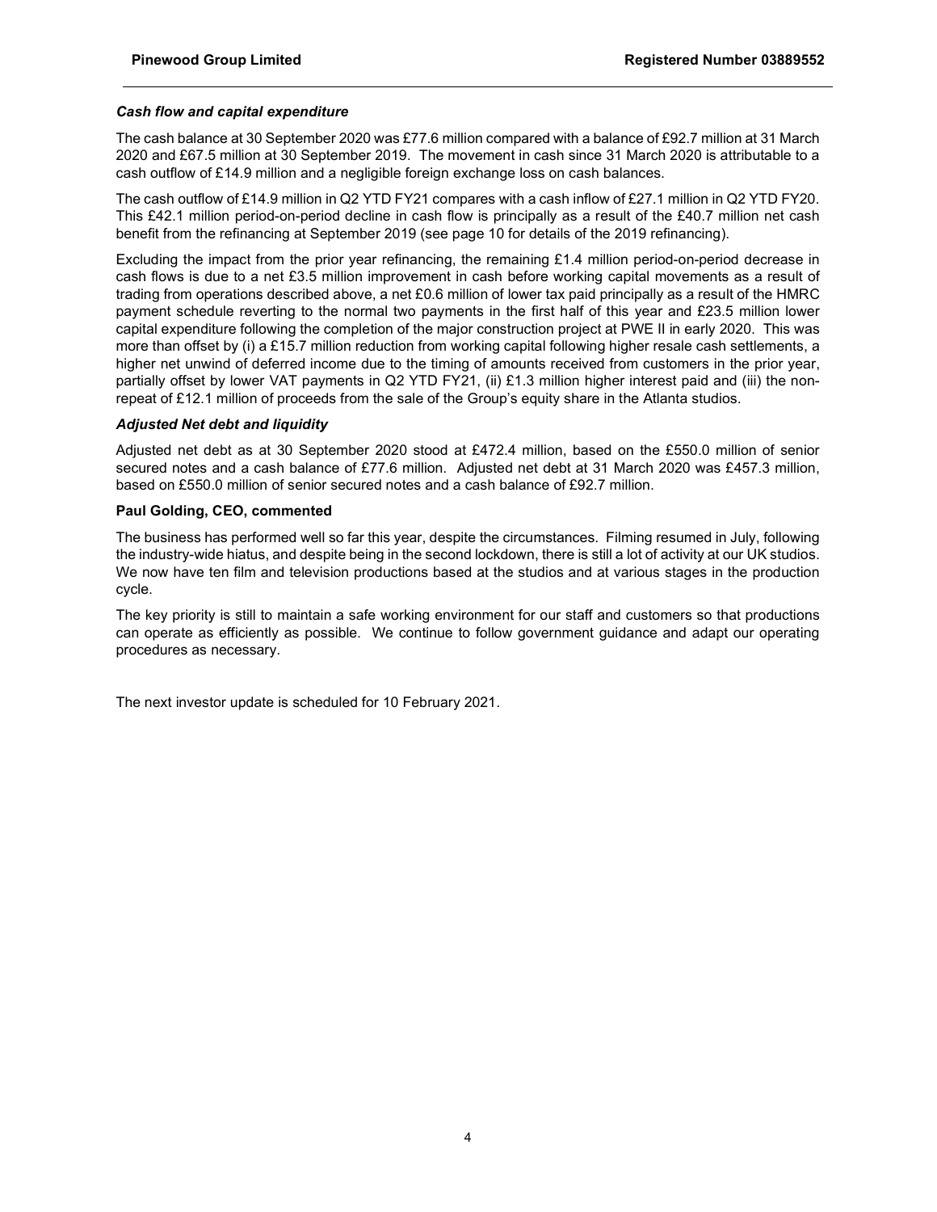***Cash flow and capital expenditure***

The cash balance at 30 September 2020 was £77.6 million compared with a balance of £92.7 million at 31 March 2020 and £67.5 million at 30 September 2019. The movement in cash since 31 March 2020 is attributable to a cash outflow of £14.9 million and a negligible foreign exchange loss on cash balances.

The cash outflow of £14.9 million in Q2 YTD FY21 compares with a cash inflow of £27.1 million in Q2 YTD FY20. This £42.1 million period-on-period decline in cash flow is principally as a result of the £40.7 million net cash benefit from the refinancing at September 2019 (see page 10 for details of the 2019 refinancing).

Excluding the impact from the prior year refinancing, the remaining £1.4 million period-on-period decrease in cash flows is due to a net £3.5 million improvement in cash before working capital movements as a result of trading from operations described above, a net £0.6 million of lower tax paid principally as a result of the HMRC payment schedule reverting to the normal two payments in the first half of this year and £23.5 million lower capital expenditure following the completion of the major construction project at PWE II in early 2020. This was more than offset by (i) a £15.7 million reduction from working capital following higher resale cash settlements, a higher net unwind of deferred income due to the timing of amounts received from customers in the prior year, partially offset by lower VAT payments in Q2 YTD FY21, (ii) £1.3 million higher interest paid and (iii) the non-repeat of £12.1 million of proceeds from the sale of the Group's equity share in the Atlanta studios.

***Adjusted Net debt and liquidity***

Adjusted net debt as at 30 September 2020 stood at £472.4 million, based on the £550.0 million of senior secured notes and a cash balance of £77.6 million. Adjusted net debt at 31 March 2020 was £457.3 million, based on £550.0 million of senior secured notes and a cash balance of £92.7 million.

**Paul Golding, CEO, commented**

The business has performed well so far this year, despite the circumstances. Filming resumed in July, following the industry-wide hiatus, and despite being in the second lockdown, there is still a lot of activity at our UK studios. We now have ten film and television productions based at the studios and at various stages in the production cycle.

The key priority is still to maintain a safe working environment for our staff and customers so that productions can operate as efficiently as possible. We continue to follow government guidance and adapt our operating procedures as necessary.

The next investor update is scheduled for 10 February 2021.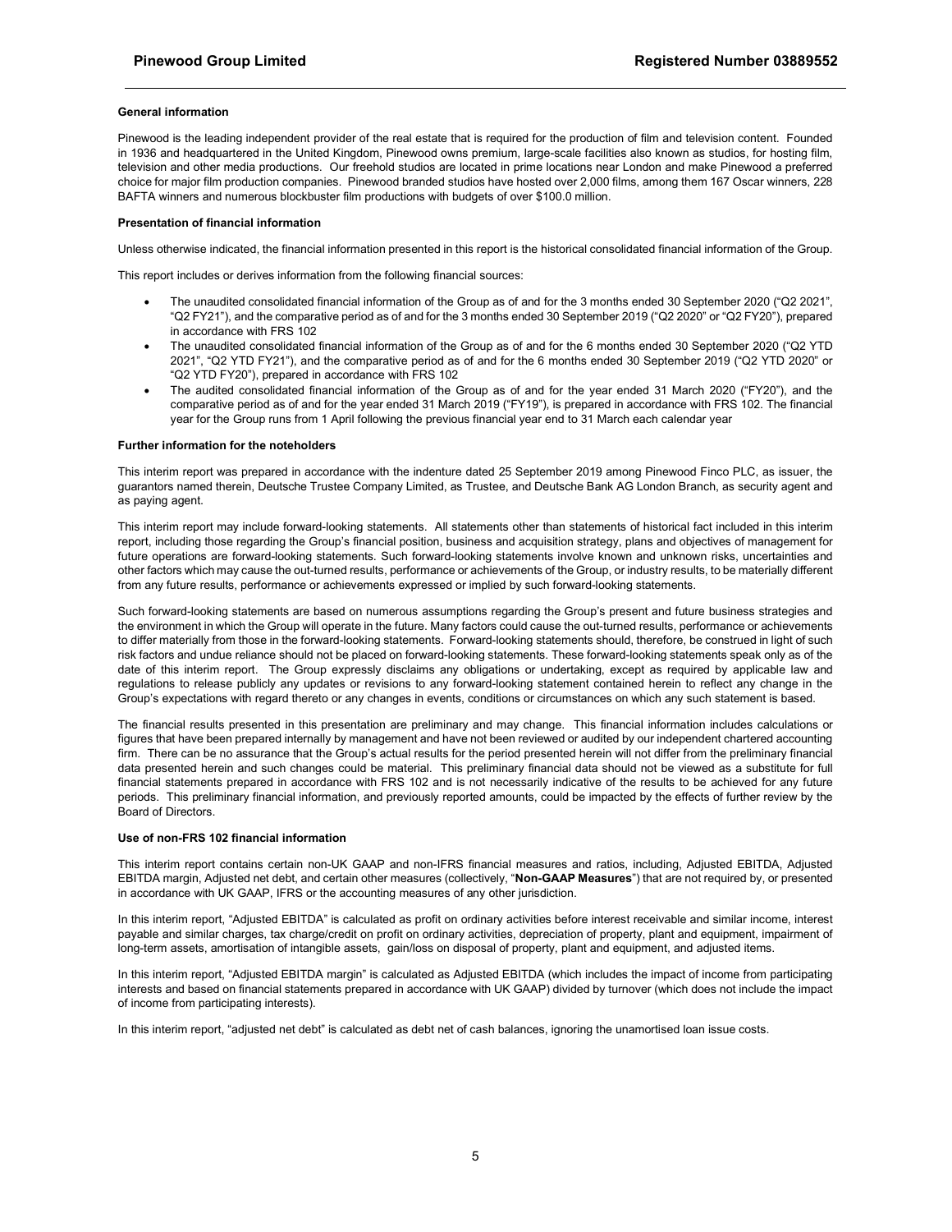#### General information

Pinewood is the leading independent provider of the real estate that is required for the production of film and television content. Founded in 1936 and headquartered in the United Kingdom, Pinewood owns premium, large-scale facilities also known as studios, for hosting film, television and other media productions. Our freehold studios are located in prime locations near London and make Pinewood a preferred choice for major film production companies. Pinewood branded studios have hosted over 2,000 films, among them 167 Oscar winners, 228 BAFTA winners and numerous blockbuster film productions with budgets of over $100.0 million.

#### Presentation of financial information

Unless otherwise indicated, the financial information presented in this report is the historical consolidated financial information of the Group.

This report includes or derives information from the following financial sources:

- The unaudited consolidated financial information of the Group as of and for the 3 months ended 30 September 2020 ("Q2 2021", "Q2 FY21"), and the comparative period as of and for the 3 months ended 30 September 2019 ("Q2 2020" or "Q2 FY20"), prepared in accordance with FRS 102
- The unaudited consolidated financial information of the Group as of and for the 6 months ended 30 September 2020 ("Q2 YTD 2021", "Q2 YTD FY21"), and the comparative period as of and for the 6 months ended 30 September 2019 ("Q2 YTD 2020" or "Q2 YTD FY20"), prepared in accordance with FRS 102
- The audited consolidated financial information of the Group as of and for the year ended 31 March 2020 ("FY20"), and the comparative period as of and for the year ended 31 March 2019 ("FY19"), is prepared in accordance with FRS 102. The financial year for the Group runs from 1 April following the previous financial year end to 31 March each calendar year

#### Further information for the noteholders

This interim report was prepared in accordance with the indenture dated 25 September 2019 among Pinewood Finco PLC, as issuer, the guarantors named therein, Deutsche Trustee Company Limited, as Trustee, and Deutsche Bank AG London Branch, as security agent and as paying agent.

This interim report may include forward-looking statements. All statements other than statements of historical fact included in this interim report, including those regarding the Group's financial position, business and acquisition strategy, plans and objectives of management for future operations are forward-looking statements. Such forward-looking statements involve known and unknown risks, uncertainties and other factors which may cause the out-turned results, performance or achievements of the Group, or industry results, to be materially different from any future results, performance or achievements expressed or implied by such forward-looking statements.

Such forward-looking statements are based on numerous assumptions regarding the Group's present and future business strategies and the environment in which the Group will operate in the future. Many factors could cause the out-turned results, performance or achievements to differ materially from those in the forward-looking statements. Forward-looking statements should, therefore, be construed in light of such risk factors and undue reliance should not be placed on forward-looking statements. These forward-looking statements speak only as of the date of this interim report. The Group expressly disclaims any obligations or undertaking, except as required by applicable law and regulations to release publicly any updates or revisions to any forward-looking statement contained herein to reflect any change in the Group's expectations with regard thereto or any changes in events, conditions or circumstances on which any such statement is based.

The financial results presented in this presentation are preliminary and may change. This financial information includes calculations or figures that have been prepared internally by management and have not been reviewed or audited by our independent chartered accounting firm. There can be no assurance that the Group's actual results for the period presented herein will not differ from the preliminary financial data presented herein and such changes could be material. This preliminary financial data should not be viewed as a substitute for full financial statements prepared in accordance with FRS 102 and is not necessarily indicative of the results to be achieved for any future periods. This preliminary financial information, and previously reported amounts, could be impacted by the effects of further review by the Board of Directors.

#### Use of non-FRS 102 financial information

This interim report contains certain non-UK GAAP and non-IFRS financial measures and ratios, including, Adjusted EBITDA, Adjusted EBITDA margin, Adjusted net debt, and certain other measures (collectively, "**Non-GAAP Measures**") that are not required by, or presented in accordance with UK GAAP, IFRS or the accounting measures of any other jurisdiction.

In this interim report, "Adjusted EBITDA" is calculated as profit on ordinary activities before interest receivable and similar income, interest payable and similar charges, tax charge/credit on profit on ordinary activities, depreciation of property, plant and equipment, impairment of long-term assets, amortisation of intangible assets, gain/loss on disposal of property, plant and equipment, and adjusted items.

In this interim report, "Adjusted EBITDA margin" is calculated as Adjusted EBITDA (which includes the impact of income from participating interests and based on financial statements prepared in accordance with UK GAAP) divided by turnover (which does not include the impact of income from participating interests).

In this interim report, "adjusted net debt" is calculated as debt net of cash balances, ignoring the unamortised loan issue costs.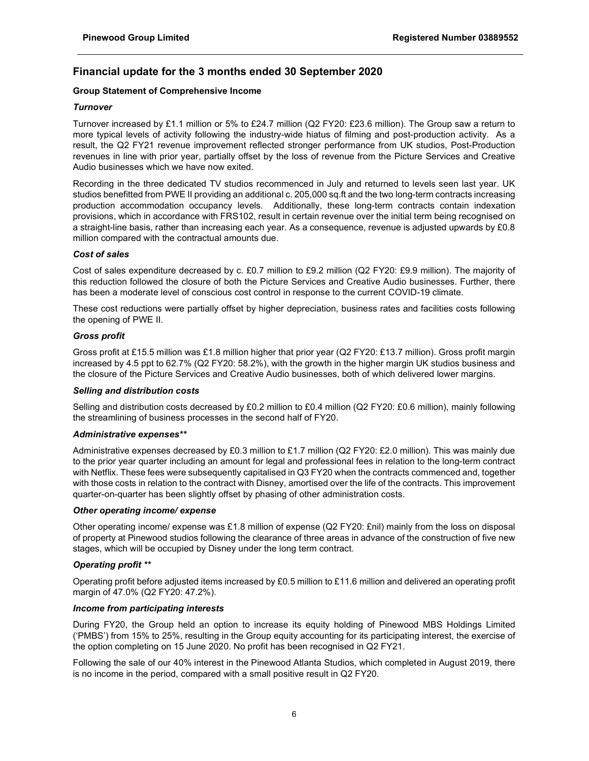## Financial update for the 3 months ended 30 September 2020

### Group Statement of Comprehensive Income

#### *Turnover*

Turnover increased by £1.1 million or 5% to £24.7 million (Q2 FY20: £23.6 million). The Group saw a return to more typical levels of activity following the industry-wide hiatus of filming and post-production activity. As a result, the Q2 FY21 revenue improvement reflected stronger performance from UK studios, Post-Production revenues in line with prior year, partially offset by the loss of revenue from the Picture Services and Creative Audio businesses which we have now exited.

Recording in the three dedicated TV studios recommenced in July and returned to levels seen last year. UK studios benefitted from PWE II providing an additional c. 205,000 sq.ft and the two long-term contracts increasing production accommodation occupancy levels. Additionally, these long-term contracts contain indexation provisions, which in accordance with FRS102, result in certain revenue over the initial term being recognised on a straight-line basis, rather than increasing each year. As a consequence, revenue is adjusted upwards by £0.8 million compared with the contractual amounts due.

#### *Cost of sales*

Cost of sales expenditure decreased by c. £0.7 million to £9.2 million (Q2 FY20: £9.9 million). The majority of this reduction followed the closure of both the Picture Services and Creative Audio businesses. Further, there has been a moderate level of conscious cost control in response to the current COVID-19 climate.

These cost reductions were partially offset by higher depreciation, business rates and facilities costs following the opening of PWE II.

#### *Gross profit*

Gross profit at £15.5 million was £1.8 million higher that prior year (Q2 FY20: £13.7 million). Gross profit margin increased by 4.5 ppt to 62.7% (Q2 FY20: 58.2%), with the growth in the higher margin UK studios business and the closure of the Picture Services and Creative Audio businesses, both of which delivered lower margins.

#### *Selling and distribution costs*

Selling and distribution costs decreased by £0.2 million to £0.4 million (Q2 FY20: £0.6 million), mainly following the streamlining of business processes in the second half of FY20.

#### *Administrative expenses***

Administrative expenses decreased by £0.3 million to £1.7 million (Q2 FY20: £2.0 million). This was mainly due to the prior year quarter including an amount for legal and professional fees in relation to the long-term contract with Netflix. These fees were subsequently capitalised in Q3 FY20 when the contracts commenced and, together with those costs in relation to the contract with Disney, amortised over the life of the contracts. This improvement quarter-on-quarter has been slightly offset by phasing of other administration costs.

#### *Other operating income/ expense*

Other operating income/ expense was £1.8 million of expense (Q2 FY20: £nil) mainly from the loss on disposal of property at Pinewood studios following the clearance of three areas in advance of the construction of five new stages, which will be occupied by Disney under the long term contract.

#### *Operating profit ***

Operating profit before adjusted items increased by £0.5 million to £11.6 million and delivered an operating profit margin of 47.0% (Q2 FY20: 47.2%).

#### *Income from participating interests*

During FY20, the Group held an option to increase its equity holding of Pinewood MBS Holdings Limited ('PMBS') from 15% to 25%, resulting in the Group equity accounting for its participating interest, the exercise of the option completing on 15 June 2020. No profit has been recognised in Q2 FY21.

Following the sale of our 40% interest in the Pinewood Atlanta Studios, which completed in August 2019, there is no income in the period, compared with a small positive result in Q2 FY20.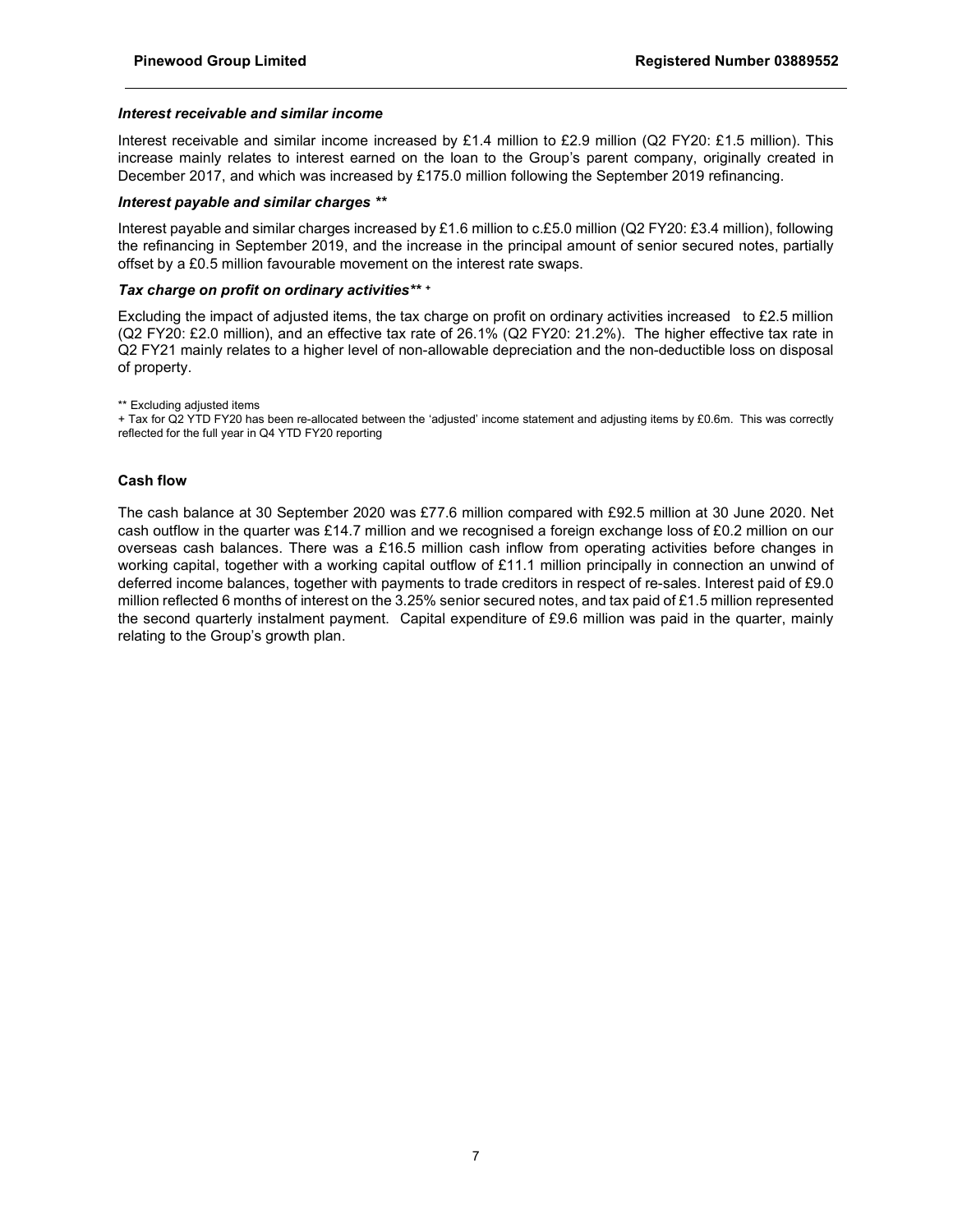### *Interest receivable and similar income*

Interest receivable and similar income increased by £1.4 million to £2.9 million (Q2 FY20: £1.5 million). This increase mainly relates to interest earned on the loan to the Group's parent company, originally created in December 2017, and which was increased by £175.0 million following the September 2019 refinancing.

### *Interest payable and similar charges \*\**

Interest payable and similar charges increased by £1.6 million to c.£5.0 million (Q2 FY20: £3.4 million), following the refinancing in September 2019, and the increase in the principal amount of senior secured notes, partially offset by a £0.5 million favourable movement on the interest rate swaps.

### *Tax charge on profit on ordinary activities\*\* +*

Excluding the impact of adjusted items, the tax charge on profit on ordinary activities increased to £2.5 million (Q2 FY20: £2.0 million), and an effective tax rate of 26.1% (Q2 FY20: 21.2%). The higher effective tax rate in Q2 FY21 mainly relates to a higher level of non-allowable depreciation and the non-deductible loss on disposal of property.

** Excluding adjusted items

+ Tax for Q2 YTD FY20 has been re-allocated between the 'adjusted' income statement and adjusting items by £0.6m. This was correctly reflected for the full year in Q4 YTD FY20 reporting

### Cash flow

The cash balance at 30 September 2020 was £77.6 million compared with £92.5 million at 30 June 2020. Net cash outflow in the quarter was £14.7 million and we recognised a foreign exchange loss of £0.2 million on our overseas cash balances. There was a £16.5 million cash inflow from operating activities before changes in working capital, together with a working capital outflow of £11.1 million principally in connection an unwind of deferred income balances, together with payments to trade creditors in respect of re-sales. Interest paid of £9.0 million reflected 6 months of interest on the 3.25% senior secured notes, and tax paid of £1.5 million represented the second quarterly instalment payment. Capital expenditure of £9.6 million was paid in the quarter, mainly relating to the Group's growth plan.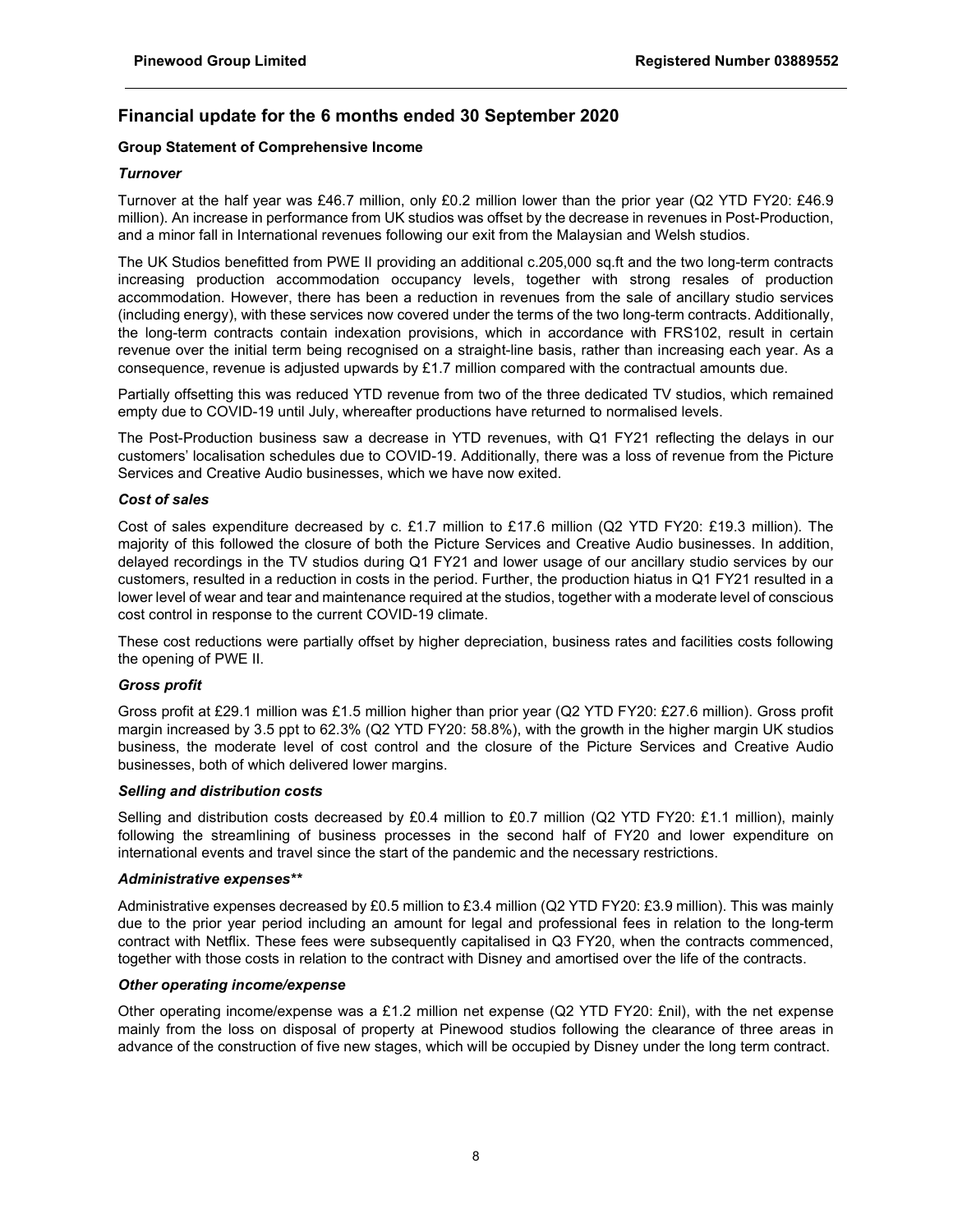# Financial update for the 6 months ended 30 September 2020

## Group Statement of Comprehensive Income

### *Turnover*

Turnover at the half year was £46.7 million, only £0.2 million lower than the prior year (Q2 YTD FY20: £46.9 million). An increase in performance from UK studios was offset by the decrease in revenues in Post-Production, and a minor fall in International revenues following our exit from the Malaysian and Welsh studios.

The UK Studios benefitted from PWE II providing an additional c.205,000 sq.ft and the two long-term contracts increasing production accommodation occupancy levels, together with strong resales of production accommodation. However, there has been a reduction in revenues from the sale of ancillary studio services (including energy), with these services now covered under the terms of the two long-term contracts. Additionally, the long-term contracts contain indexation provisions, which in accordance with FRS102, result in certain revenue over the initial term being recognised on a straight-line basis, rather than increasing each year. As a consequence, revenue is adjusted upwards by £1.7 million compared with the contractual amounts due.

Partially offsetting this was reduced YTD revenue from two of the three dedicated TV studios, which remained empty due to COVID-19 until July, whereafter productions have returned to normalised levels.

The Post-Production business saw a decrease in YTD revenues, with Q1 FY21 reflecting the delays in our customers' localisation schedules due to COVID-19. Additionally, there was a loss of revenue from the Picture Services and Creative Audio businesses, which we have now exited.

### *Cost of sales*

Cost of sales expenditure decreased by c. £1.7 million to £17.6 million (Q2 YTD FY20: £19.3 million). The majority of this followed the closure of both the Picture Services and Creative Audio businesses. In addition, delayed recordings in the TV studios during Q1 FY21 and lower usage of our ancillary studio services by our customers, resulted in a reduction in costs in the period. Further, the production hiatus in Q1 FY21 resulted in a lower level of wear and tear and maintenance required at the studios, together with a moderate level of conscious cost control in response to the current COVID-19 climate.

These cost reductions were partially offset by higher depreciation, business rates and facilities costs following the opening of PWE II.

### *Gross profit*

Gross profit at £29.1 million was £1.5 million higher than prior year (Q2 YTD FY20: £27.6 million). Gross profit margin increased by 3.5 ppt to 62.3% (Q2 YTD FY20: 58.8%), with the growth in the higher margin UK studios business, the moderate level of cost control and the closure of the Picture Services and Creative Audio businesses, both of which delivered lower margins.

### *Selling and distribution costs*

Selling and distribution costs decreased by £0.4 million to £0.7 million (Q2 YTD FY20: £1.1 million), mainly following the streamlining of business processes in the second half of FY20 and lower expenditure on international events and travel since the start of the pandemic and the necessary restrictions.

### *Administrative expenses***

Administrative expenses decreased by £0.5 million to £3.4 million (Q2 YTD FY20: £3.9 million). This was mainly due to the prior year period including an amount for legal and professional fees in relation to the long-term contract with Netflix. These fees were subsequently capitalised in Q3 FY20, when the contracts commenced, together with those costs in relation to the contract with Disney and amortised over the life of the contracts.

### *Other operating income/expense*

Other operating income/expense was a £1.2 million net expense (Q2 YTD FY20: £nil), with the net expense mainly from the loss on disposal of property at Pinewood studios following the clearance of three areas in advance of the construction of five new stages, which will be occupied by Disney under the long term contract.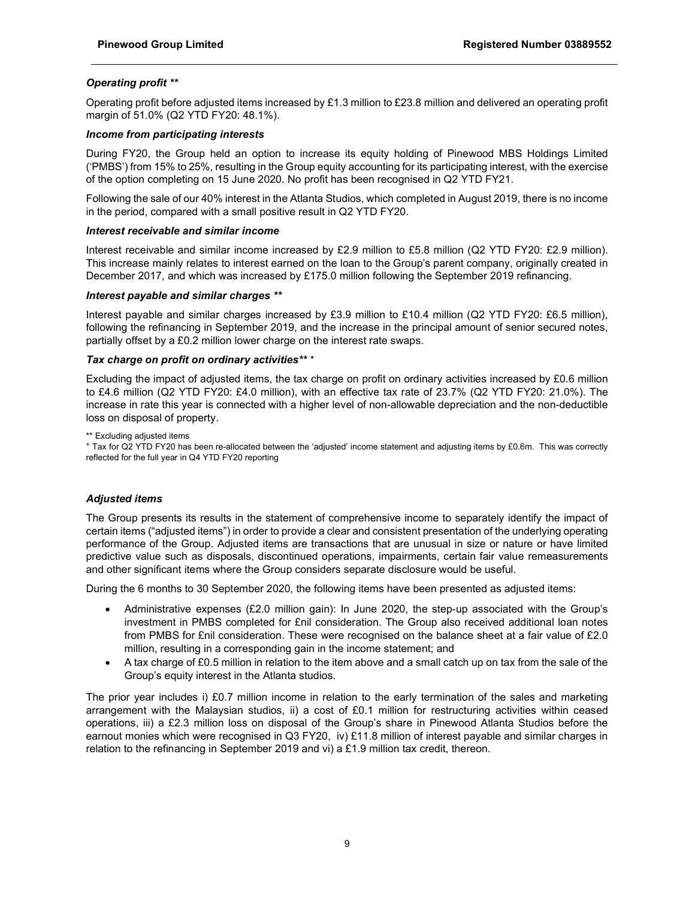### *Operating profit* **

Operating profit before adjusted items increased by £1.3 million to £23.8 million and delivered an operating profit margin of 51.0% (Q2 YTD FY20: 48.1%).

### *Income from participating interests*

During FY20, the Group held an option to increase its equity holding of Pinewood MBS Holdings Limited ('PMBS') from 15% to 25%, resulting in the Group equity accounting for its participating interest, with the exercise of the option completing on 15 June 2020. No profit has been recognised in Q2 YTD FY21.

Following the sale of our 40% interest in the Atlanta Studios, which completed in August 2019, there is no income in the period, compared with a small positive result in Q2 YTD FY20.

### *Interest receivable and similar income*

Interest receivable and similar income increased by £2.9 million to £5.8 million (Q2 YTD FY20: £2.9 million). This increase mainly relates to interest earned on the loan to the Group's parent company, originally created in December 2017, and which was increased by £175.0 million following the September 2019 refinancing.

### *Interest payable and similar charges* **

Interest payable and similar charges increased by £3.9 million to £10.4 million (Q2 YTD FY20: £6.5 million), following the refinancing in September 2019, and the increase in the principal amount of senior secured notes, partially offset by a £0.2 million lower charge on the interest rate swaps.

### *Tax charge on profit on ordinary activities*** +

Excluding the impact of adjusted items, the tax charge on profit on ordinary activities increased by £0.6 million to £4.6 million (Q2 YTD FY20: £4.0 million), with an effective tax rate of 23.7% (Q2 YTD FY20: 21.0%). The increase in rate this year is connected with a higher level of non-allowable depreciation and the non-deductible loss on disposal of property.

** Excluding adjusted items

+ Tax for Q2 YTD FY20 has been re-allocated between the 'adjusted' income statement and adjusting items by £0.6m. This was correctly reflected for the full year in Q4 YTD FY20 reporting

### *Adjusted items*

The Group presents its results in the statement of comprehensive income to separately identify the impact of certain items ("adjusted items") in order to provide a clear and consistent presentation of the underlying operating performance of the Group. Adjusted items are transactions that are unusual in size or nature or have limited predictive value such as disposals, discontinued operations, impairments, certain fair value remeasurements and other significant items where the Group considers separate disclosure would be useful.

During the 6 months to 30 September 2020, the following items have been presented as adjusted items:

- Administrative expenses (£2.0 million gain): In June 2020, the step-up associated with the Group's investment in PMBS completed for £nil consideration. The Group also received additional loan notes from PMBS for £nil consideration. These were recognised on the balance sheet at a fair value of £2.0 million, resulting in a corresponding gain in the income statement; and
- A tax charge of £0.5 million in relation to the item above and a small catch up on tax from the sale of the Group's equity interest in the Atlanta studios.

The prior year includes i) £0.7 million income in relation to the early termination of the sales and marketing arrangement with the Malaysian studios, ii) a cost of £0.1 million for restructuring activities within ceased operations, iii) a £2.3 million loss on disposal of the Group's share in Pinewood Atlanta Studios before the earnout monies which were recognised in Q3 FY20, iv) £11.8 million of interest payable and similar charges in relation to the refinancing in September 2019 and vi) a £1.9 million tax credit, thereon.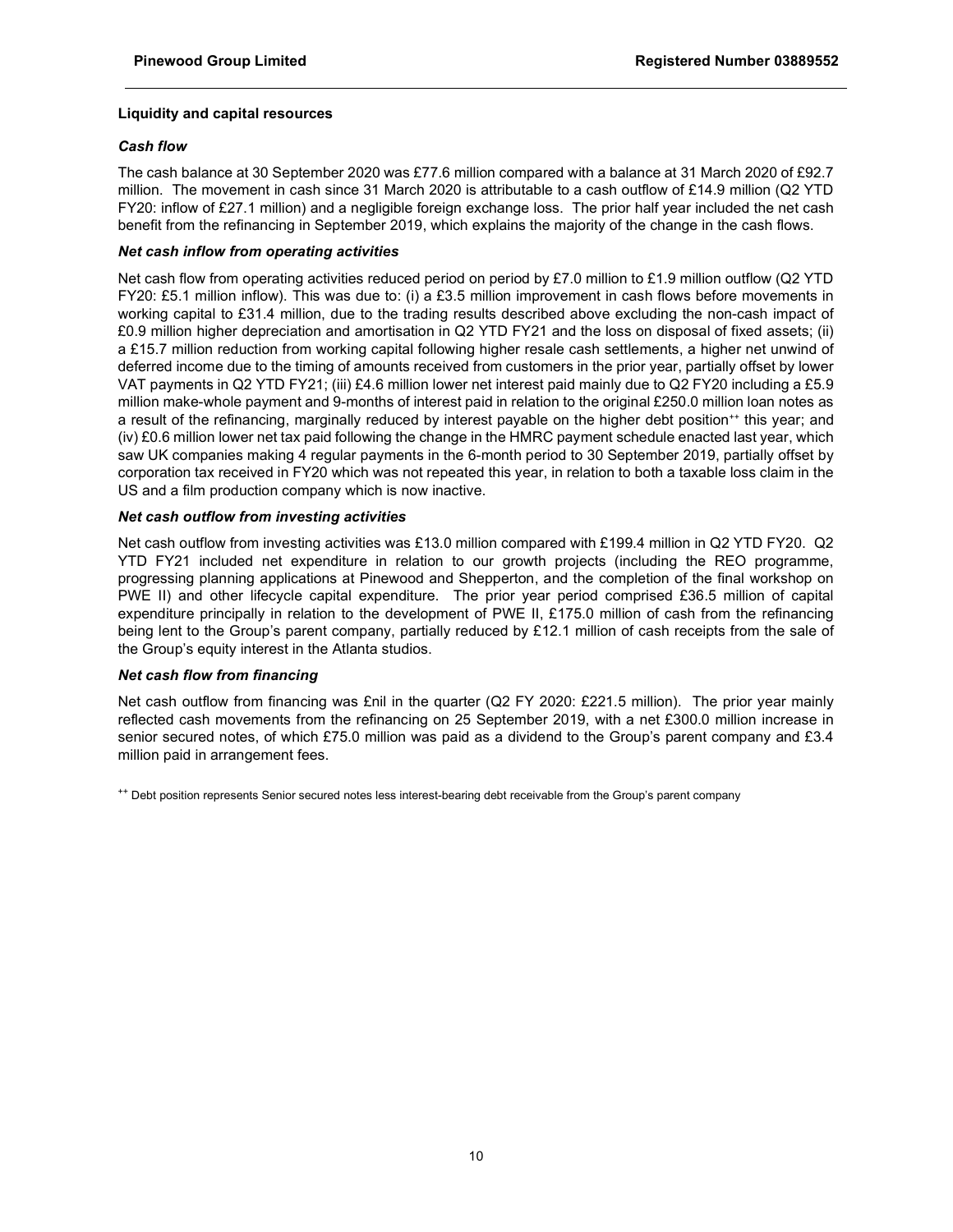**Liquidity and capital resources**

***Cash flow***

The cash balance at 30 September 2020 was £77.6 million compared with a balance at 31 March 2020 of £92.7 million. The movement in cash since 31 March 2020 is attributable to a cash outflow of £14.9 million (Q2 YTD FY20: inflow of £27.1 million) and a negligible foreign exchange loss. The prior half year included the net cash benefit from the refinancing in September 2019, which explains the majority of the change in the cash flows.

***Net cash inflow from operating activities***

Net cash flow from operating activities reduced period on period by £7.0 million to £1.9 million outflow (Q2 YTD FY20: £5.1 million inflow). This was due to: (i) a £3.5 million improvement in cash flows before movements in working capital to £31.4 million, due to the trading results described above excluding the non-cash impact of £0.9 million higher depreciation and amortisation in Q2 YTD FY21 and the loss on disposal of fixed assets; (ii) a £15.7 million reduction from working capital following higher resale cash settlements, a higher net unwind of deferred income due to the timing of amounts received from customers in the prior year, partially offset by lower VAT payments in Q2 YTD FY21; (iii) £4.6 million lower net interest paid mainly due to Q2 FY20 including a £5.9 million make-whole payment and 9-months of interest paid in relation to the original £250.0 million loan notes as a result of the refinancing, marginally reduced by interest payable on the higher debt position++ this year; and (iv) £0.6 million lower net tax paid following the change in the HMRC payment schedule enacted last year, which saw UK companies making 4 regular payments in the 6-month period to 30 September 2019, partially offset by corporation tax received in FY20 which was not repeated this year, in relation to both a taxable loss claim in the US and a film production company which is now inactive.

***Net cash outflow from investing activities***

Net cash outflow from investing activities was £13.0 million compared with £199.4 million in Q2 YTD FY20. Q2 YTD FY21 included net expenditure in relation to our growth projects (including the REO programme, progressing planning applications at Pinewood and Shepperton, and the completion of the final workshop on PWE II) and other lifecycle capital expenditure. The prior year period comprised £36.5 million of capital expenditure principally in relation to the development of PWE II, £175.0 million of cash from the refinancing being lent to the Group's parent company, partially reduced by £12.1 million of cash receipts from the sale of the Group's equity interest in the Atlanta studios.

***Net cash flow from financing***

Net cash outflow from financing was £nil in the quarter (Q2 FY 2020: £221.5 million). The prior year mainly reflected cash movements from the refinancing on 25 September 2019, with a net £300.0 million increase in senior secured notes, of which £75.0 million was paid as a dividend to the Group's parent company and £3.4 million paid in arrangement fees.

++ Debt position represents Senior secured notes less interest-bearing debt receivable from the Group's parent company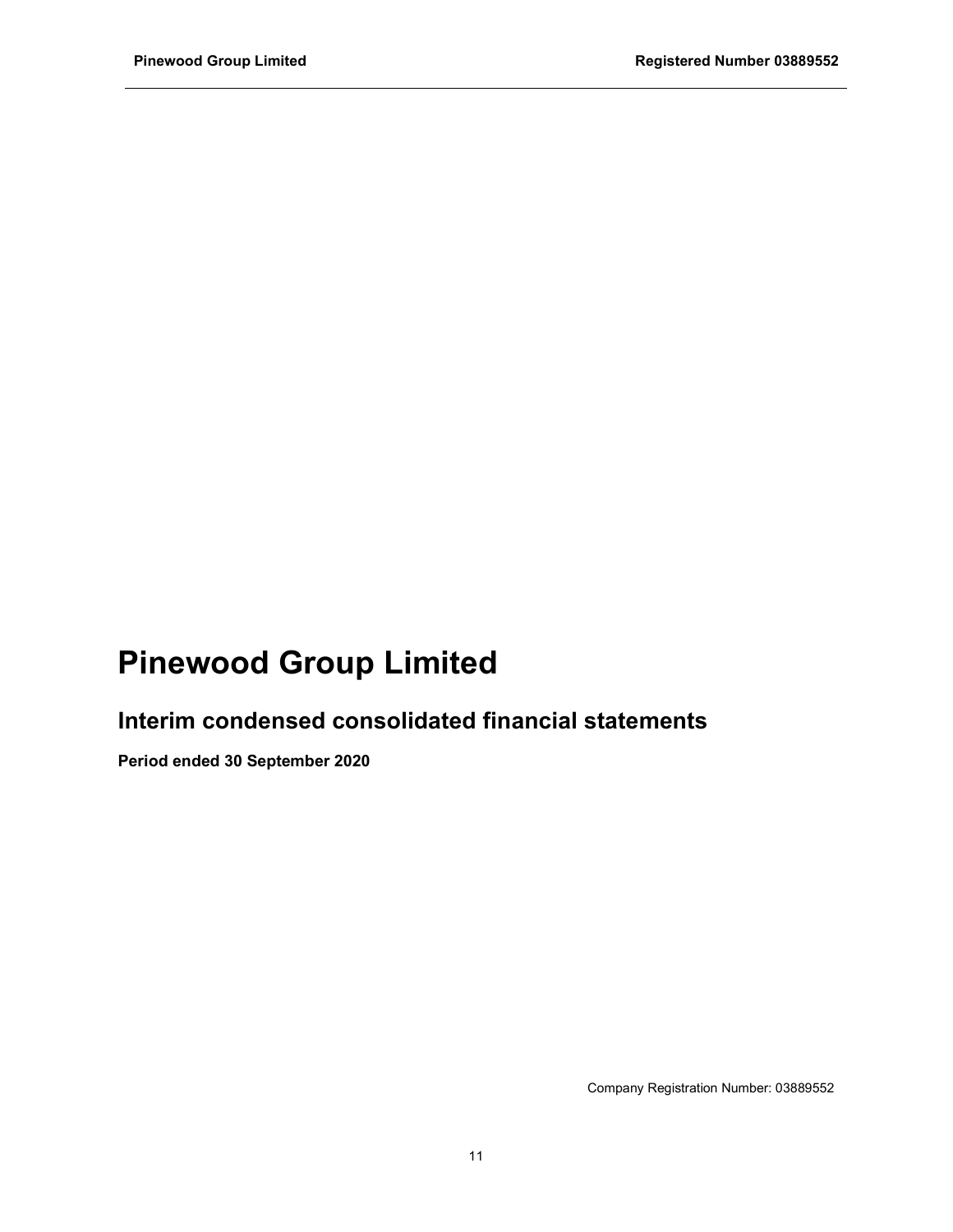# Pinewood Group Limited

## Interim condensed consolidated financial statements

**Period ended 30 September 2020**

Company Registration Number: 03889552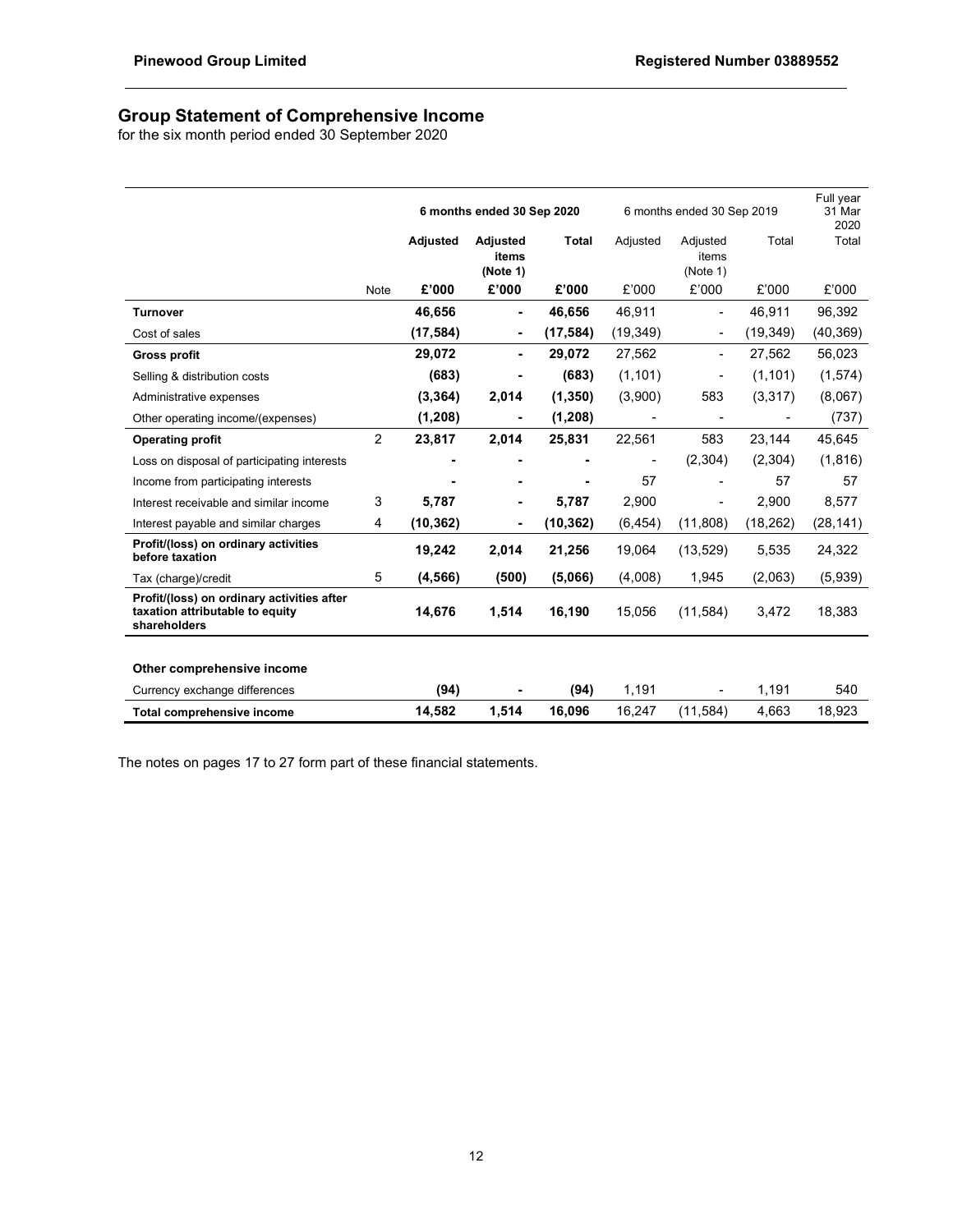## Group Statement of Comprehensive Income

for the six month period ended 30 September 2020

| | | 6 months ended 30 Sep 2020 | | | 6 months ended 30 Sep 2019 | | | Full year 31 Mar 2020 |
|---|---|---|---|---|---|---|---|---|
| | | **Adjusted** | **Adjusted items (Note 1)** | **Total** | Adjusted | Adjusted items (Note 1) | Total | Total |
| | Note | **£'000** | **£'000** | **£'000** | £'000 | £'000 | £'000 | £'000 |
| **Turnover** | | **46,656** | **-** | **46,656** | 46,911 | - | 46,911 | 96,392 |
| Cost of sales | | **(17,584)** | **-** | **(17,584)** | (19,349) | - | (19,349) | (40,369) |
| **Gross profit** | | **29,072** | **-** | **29,072** | 27,562 | - | 27,562 | 56,023 |
| Selling & distribution costs | | **(683)** | **-** | **(683)** | (1,101) | - | (1,101) | (1,574) |
| Administrative expenses | | **(3,364)** | **2,014** | **(1,350)** | (3,900) | 583 | (3,317) | (8,067) |
| Other operating income/(expenses) | | **(1,208)** | **-** | **(1,208)** | - | - | - | (737) |
| **Operating profit** | 2 | **23,817** | **2,014** | **25,831** | 22,561 | 583 | 23,144 | 45,645 |
| Loss on disposal of participating interests | | **-** | **-** | **-** | - | (2,304) | (2,304) | (1,816) |
| Income from participating interests | | **-** | **-** | **-** | 57 | - | 57 | 57 |
| Interest receivable and similar income | 3 | **5,787** | **-** | **5,787** | 2,900 | - | 2,900 | 8,577 |
| Interest payable and similar charges | 4 | **(10,362)** | **-** | **(10,362)** | (6,454) | (11,808) | (18,262) | (28,141) |
| **Profit/(loss) on ordinary activities before taxation** | | **19,242** | **2,014** | **21,256** | 19,064 | (13,529) | 5,535 | 24,322 |
| Tax (charge)/credit | 5 | **(4,566)** | **(500)** | **(5,066)** | (4,008) | 1,945 | (2,063) | (5,939) |
| **Profit/(loss) on ordinary activities after taxation attributable to equity shareholders** | | **14,676** | **1,514** | **16,190** | 15,056 | (11,584) | 3,472 | 18,383 |
| | | | | | | | | |
| **Other comprehensive income** | | | | | | | | |
| Currency exchange differences | | **(94)** | **-** | **(94)** | 1,191 | - | 1,191 | 540 |
| **Total comprehensive income** | | **14,582** | **1,514** | **16,096** | 16,247 | (11,584) | 4,663 | 18,923 |

The notes on pages 17 to 27 form part of these financial statements.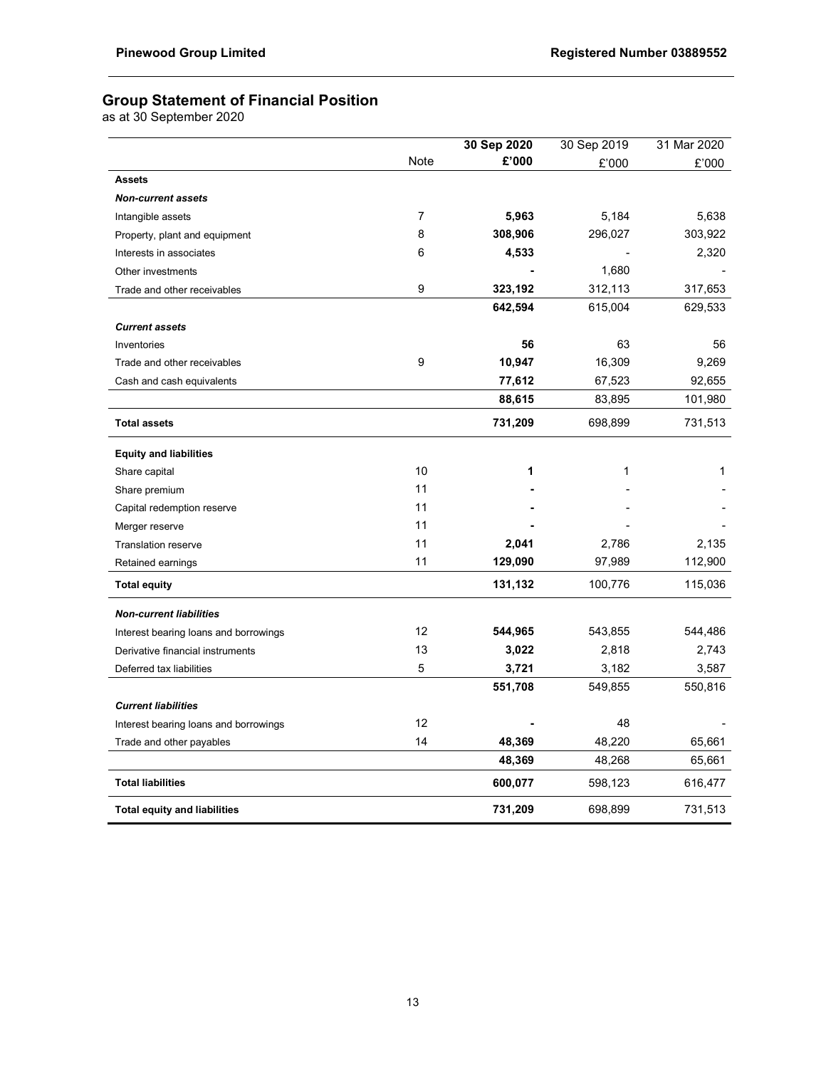## Group Statement of Financial Position

as at 30 September 2020

| | Note | 30 Sep 2020 £'000 | 30 Sep 2019 £'000 | 31 Mar 2020 £'000 |
|---|---|---|---|---|
| **Assets** | | | | |
| ***Non-current assets*** | | | | |
| Intangible assets | 7 | **5,963** | 5,184 | 5,638 |
| Property, plant and equipment | 8 | **308,906** | 296,027 | 303,922 |
| Interests in associates | 6 | **4,533** | - | 2,320 |
| Other investments | | **-** | 1,680 | - |
| Trade and other receivables | 9 | **323,192** | 312,113 | 317,653 |
| | | **642,594** | 615,004 | 629,533 |
| ***Current assets*** | | | | |
| Inventories | | **56** | 63 | 56 |
| Trade and other receivables | 9 | **10,947** | 16,309 | 9,269 |
| Cash and cash equivalents | | **77,612** | 67,523 | 92,655 |
| | | **88,615** | 83,895 | 101,980 |
| **Total assets** | | **731,209** | 698,899 | 731,513 |
| **Equity and liabilities** | | | | |
| Share capital | 10 | **1** | 1 | 1 |
| Share premium | 11 | **-** | - | - |
| Capital redemption reserve | 11 | **-** | - | - |
| Merger reserve | 11 | **-** | - | - |
| Translation reserve | 11 | **2,041** | 2,786 | 2,135 |
| Retained earnings | 11 | **129,090** | 97,989 | 112,900 |
| **Total equity** | | **131,132** | 100,776 | 115,036 |
| ***Non-current liabilities*** | | | | |
| Interest bearing loans and borrowings | 12 | **544,965** | 543,855 | 544,486 |
| Derivative financial instruments | 13 | **3,022** | 2,818 | 2,743 |
| Deferred tax liabilities | 5 | **3,721** | 3,182 | 3,587 |
| | | **551,708** | 549,855 | 550,816 |
| ***Current liabilities*** | | | | |
| Interest bearing loans and borrowings | 12 | **-** | 48 | - |
| Trade and other payables | 14 | **48,369** | 48,220 | 65,661 |
| | | **48,369** | 48,268 | 65,661 |
| **Total liabilities** | | **600,077** | 598,123 | 616,477 |
| **Total equity and liabilities** | | **731,209** | 698,899 | 731,513 |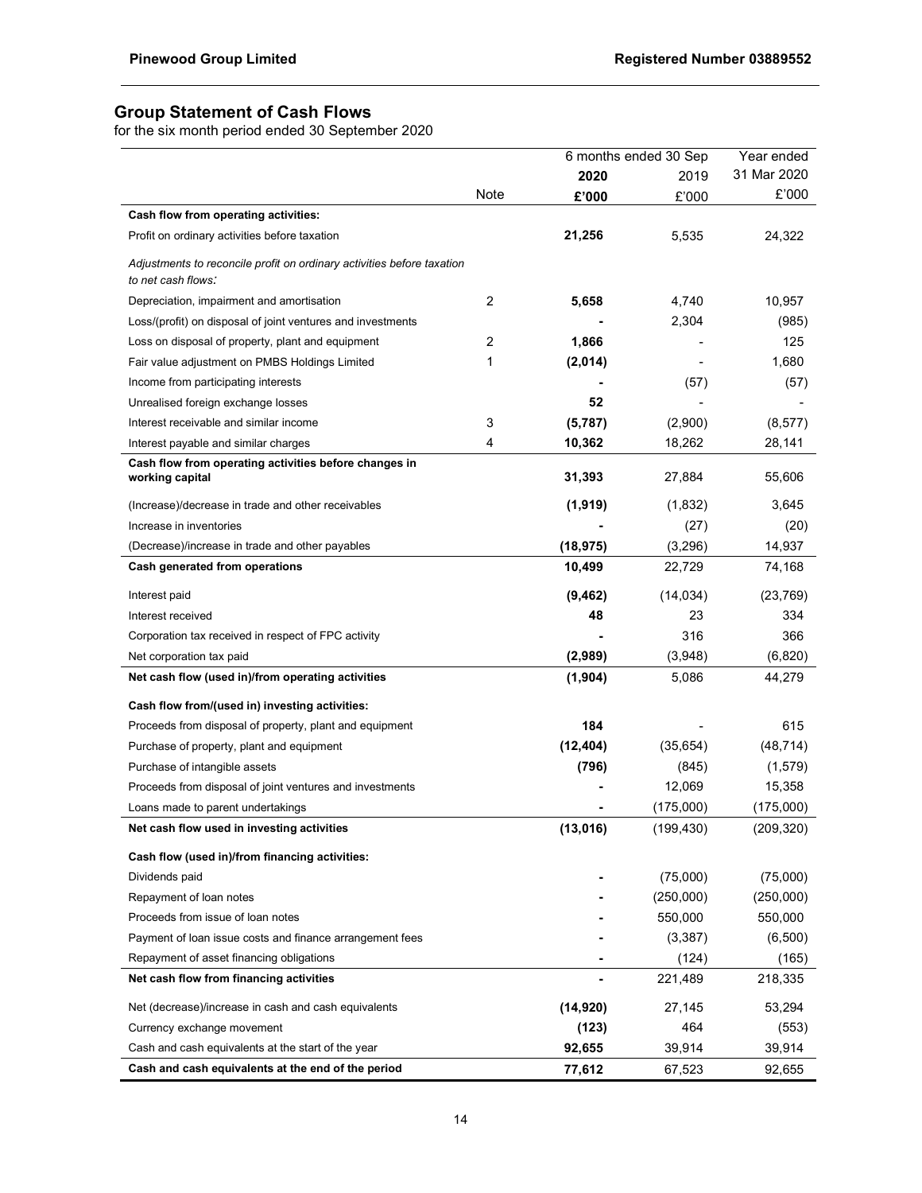## Group Statement of Cash Flows

for the six month period ended 30 September 2020

| | Note | 6 months ended 30 Sep 2020 £'000 | 2019 £'000 | Year ended 31 Mar 2020 £'000 |
|---|---|---|---|---|
| **Cash flow from operating activities:** | | | | |
| Profit on ordinary activities before taxation | | **21,256** | 5,535 | 24,322 |
| *Adjustments to reconcile profit on ordinary activities before taxation to net cash flows:* | | | | |
| Depreciation, impairment and amortisation | 2 | **5,658** | 4,740 | 10,957 |
| Loss/(profit) on disposal of joint ventures and investments | | **-** | 2,304 | (985) |
| Loss on disposal of property, plant and equipment | 2 | **1,866** | - | 125 |
| Fair value adjustment on PMBS Holdings Limited | 1 | **(2,014)** | - | 1,680 |
| Income from participating interests | | **-** | (57) | (57) |
| Unrealised foreign exchange losses | | **52** | - | - |
| Interest receivable and similar income | 3 | **(5,787)** | (2,900) | (8,577) |
| Interest payable and similar charges | 4 | **10,362** | 18,262 | 28,141 |
| **Cash flow from operating activities before changes in working capital** | | **31,393** | 27,884 | 55,606 |
| (Increase)/decrease in trade and other receivables | | **(1,919)** | (1,832) | 3,645 |
| Increase in inventories | | **-** | (27) | (20) |
| (Decrease)/increase in trade and other payables | | **(18,975)** | (3,296) | 14,937 |
| **Cash generated from operations** | | **10,499** | 22,729 | 74,168 |
| Interest paid | | **(9,462)** | (14,034) | (23,769) |
| Interest received | | **48** | 23 | 334 |
| Corporation tax received in respect of FPC activity | | **-** | 316 | 366 |
| Net corporation tax paid | | **(2,989)** | (3,948) | (6,820) |
| **Net cash flow (used in)/from operating activities** | | **(1,904)** | 5,086 | 44,279 |
| **Cash flow from/(used in) investing activities:** | | | | |
| Proceeds from disposal of property, plant and equipment | | **184** | - | 615 |
| Purchase of property, plant and equipment | | **(12,404)** | (35,654) | (48,714) |
| Purchase of intangible assets | | **(796)** | (845) | (1,579) |
| Proceeds from disposal of joint ventures and investments | | **-** | 12,069 | 15,358 |
| Loans made to parent undertakings | | **-** | (175,000) | (175,000) |
| **Net cash flow used in investing activities** | | **(13,016)** | (199,430) | (209,320) |
| **Cash flow (used in)/from financing activities:** | | | | |
| Dividends paid | | **-** | (75,000) | (75,000) |
| Repayment of loan notes | | **-** | (250,000) | (250,000) |
| Proceeds from issue of loan notes | | **-** | 550,000 | 550,000 |
| Payment of loan issue costs and finance arrangement fees | | **-** | (3,387) | (6,500) |
| Repayment of asset financing obligations | | **-** | (124) | (165) |
| **Net cash flow from financing activities** | | **-** | 221,489 | 218,335 |
| Net (decrease)/increase in cash and cash equivalents | | **(14,920)** | 27,145 | 53,294 |
| Currency exchange movement | | **(123)** | 464 | (553) |
| Cash and cash equivalents at the start of the year | | **92,655** | 39,914 | 39,914 |
| **Cash and cash equivalents at the end of the period** | | **77,612** | 67,523 | 92,655 |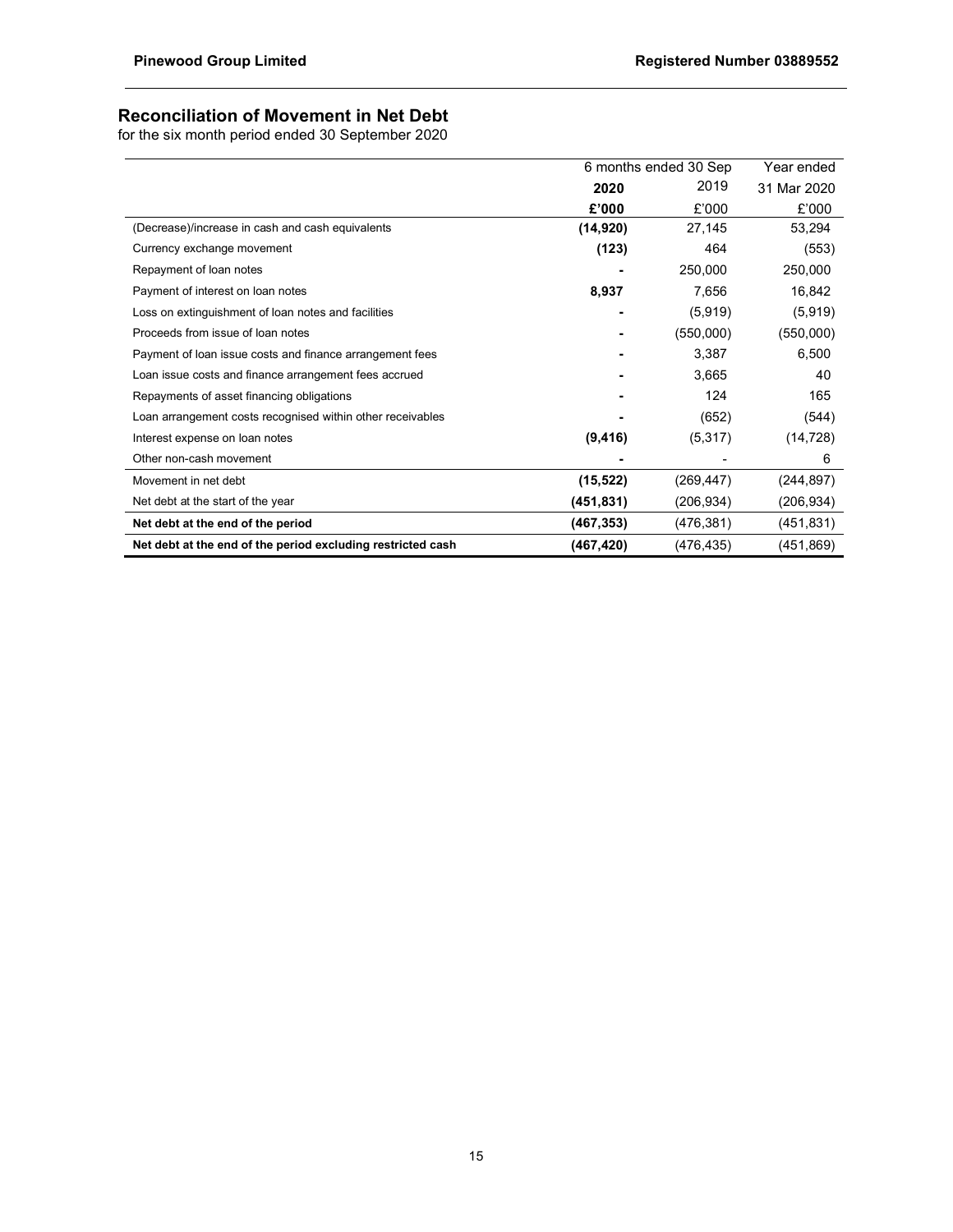# Reconciliation of Movement in Net Debt

for the six month period ended 30 September 2020

| | 6 months ended 30 Sep | | Year ended |
|---|---|---|---|
| | **2020** | 2019 | 31 Mar 2020 |
| | **£'000** | £'000 | £'000 |
| (Decrease)/increase in cash and cash equivalents | **(14,920)** | 27,145 | 53,294 |
| Currency exchange movement | **(123)** | 464 | (553) |
| Repayment of loan notes | **-** | 250,000 | 250,000 |
| Payment of interest on loan notes | **8,937** | 7,656 | 16,842 |
| Loss on extinguishment of loan notes and facilities | **-** | (5,919) | (5,919) |
| Proceeds from issue of loan notes | **-** | (550,000) | (550,000) |
| Payment of loan issue costs and finance arrangement fees | **-** | 3,387 | 6,500 |
| Loan issue costs and finance arrangement fees accrued | **-** | 3,665 | 40 |
| Repayments of asset financing obligations | **-** | 124 | 165 |
| Loan arrangement costs recognised within other receivables | **-** | (652) | (544) |
| Interest expense on loan notes | **(9,416)** | (5,317) | (14,728) |
| Other non-cash movement | **-** | - | 6 |
| Movement in net debt | **(15,522)** | (269,447) | (244,897) |
| Net debt at the start of the year | **(451,831)** | (206,934) | (206,934) |
| **Net debt at the end of the period** | **(467,353)** | (476,381) | (451,831) |
| **Net debt at the end of the period excluding restricted cash** | **(467,420)** | (476,435) | (451,869) |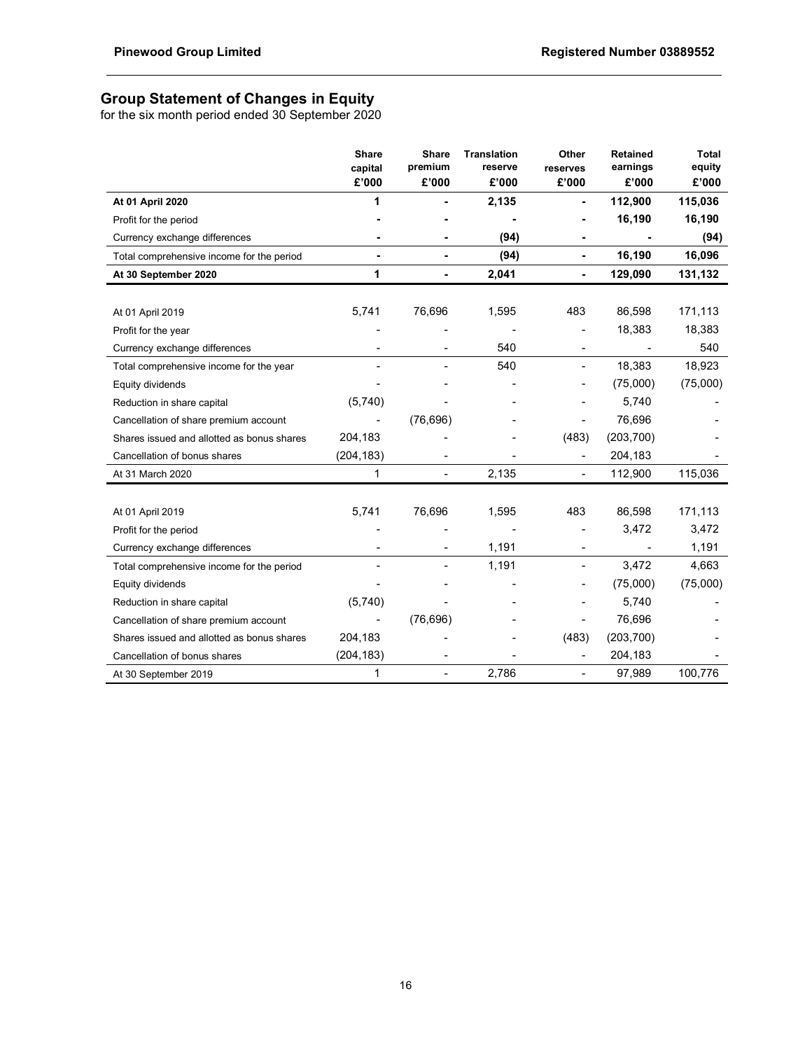## Group Statement of Changes in Equity

for the six month period ended 30 September 2020

| | Share capital £'000 | Share premium £'000 | Translation reserve £'000 | Other reserves £'000 | Retained earnings £'000 | Total equity £'000 |
|---|---|---|---|---|---|---|
| **At 01 April 2020** | **1** | **-** | **2,135** | **-** | **112,900** | **115,036** |
| Profit for the period | **-** | **-** | **-** | **-** | **16,190** | **16,190** |
| Currency exchange differences | **-** | **-** | **(94)** | **-** | **-** | **(94)** |
| Total comprehensive income for the period | **-** | **-** | **(94)** | **-** | **16,190** | **16,096** |
| **At 30 September 2020** | **1** | **-** | **2,041** | **-** | **129,090** | **131,132** |
| | | | | | | |
| At 01 April 2019 | 5,741 | 76,696 | 1,595 | 483 | 86,598 | 171,113 |
| Profit for the year | - | - | - | - | 18,383 | 18,383 |
| Currency exchange differences | - | - | 540 | - | - | 540 |
| Total comprehensive income for the year | - | - | 540 | - | 18,383 | 18,923 |
| Equity dividends | - | - | - | - | (75,000) | (75,000) |
| Reduction in share capital | (5,740) | - | - | - | 5,740 | - |
| Cancellation of share premium account | - | (76,696) | - | - | 76,696 | - |
| Shares issued and allotted as bonus shares | 204,183 | - | - | (483) | (203,700) | - |
| Cancellation of bonus shares | (204,183) | - | - | - | 204,183 | - |
| At 31 March 2020 | 1 | - | 2,135 | - | 112,900 | 115,036 |
| | | | | | | |
| At 01 April 2019 | 5,741 | 76,696 | 1,595 | 483 | 86,598 | 171,113 |
| Profit for the period | - | - | - | - | 3,472 | 3,472 |
| Currency exchange differences | - | - | 1,191 | - | - | 1,191 |
| Total comprehensive income for the period | - | - | 1,191 | - | 3,472 | 4,663 |
| Equity dividends | - | - | - | - | (75,000) | (75,000) |
| Reduction in share capital | (5,740) | - | - | - | 5,740 | - |
| Cancellation of share premium account | - | (76,696) | - | - | 76,696 | - |
| Shares issued and allotted as bonus shares | 204,183 | - | - | (483) | (203,700) | - |
| Cancellation of bonus shares | (204,183) | - | - | - | 204,183 | - |
| At 30 September 2019 | 1 | - | 2,786 | - | 97,989 | 100,776 |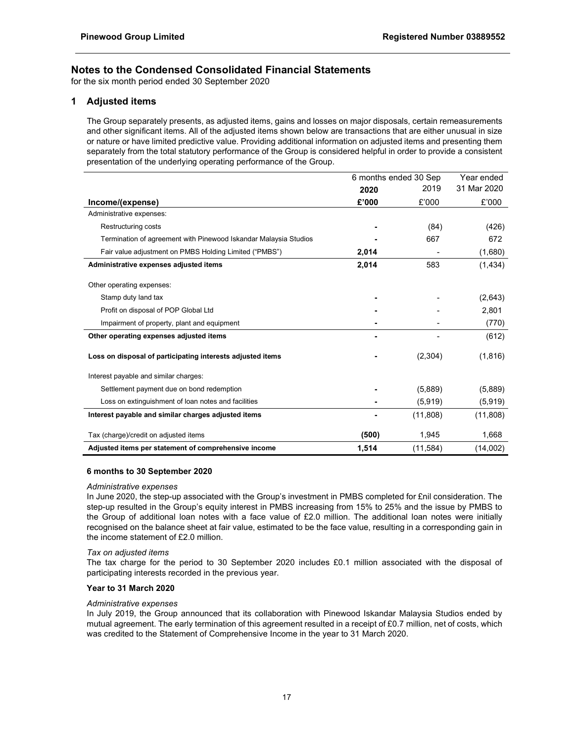## Notes to the Condensed Consolidated Financial Statements

for the six month period ended 30 September 2020

### 1 Adjusted items

The Group separately presents, as adjusted items, gains and losses on major disposals, certain remeasurements and other significant items. All of the adjusted items shown below are transactions that are either unusual in size or nature or have limited predictive value. Providing additional information on adjusted items and presenting them separately from the total statutory performance of the Group is considered helpful in order to provide a consistent presentation of the underlying operating performance of the Group.

| | 6 months ended 30 Sep | | Year ended |
|---|---|---|---|
| | **2020** | 2019 | 31 Mar 2020 |
| **Income/(expense)** | **£'000** | £'000 | £'000 |
| Administrative expenses: | | | |
| Restructuring costs | **-** | (84) | (426) |
| Termination of agreement with Pinewood Iskandar Malaysia Studios | **-** | 667 | 672 |
| Fair value adjustment on PMBS Holding Limited ("PMBS") | **2,014** | - | (1,680) |
| **Administrative expenses adjusted items** | **2,014** | 583 | (1,434) |
| Other operating expenses: | | | |
| Stamp duty land tax | **-** | - | (2,643) |
| Profit on disposal of POP Global Ltd | **-** | - | 2,801 |
| Impairment of property, plant and equipment | **-** | - | (770) |
| **Other operating expenses adjusted items** | **-** | - | (612) |
| **Loss on disposal of participating interests adjusted items** | **-** | (2,304) | (1,816) |
| Interest payable and similar charges: | | | |
| Settlement payment due on bond redemption | **-** | (5,889) | (5,889) |
| Loss on extinguishment of loan notes and facilities | **-** | (5,919) | (5,919) |
| **Interest payable and similar charges adjusted items** | **-** | (11,808) | (11,808) |
| Tax (charge)/credit on adjusted items | **(500)** | 1,945 | 1,668 |
| **Adjusted items per statement of comprehensive income** | **1,514** | (11,584) | (14,002) |

#### 6 months to 30 September 2020

*Administrative expenses*

In June 2020, the step-up associated with the Group's investment in PMBS completed for £nil consideration. The step-up resulted in the Group's equity interest in PMBS increasing from 15% to 25% and the issue by PMBS to the Group of additional loan notes with a face value of £2.0 million. The additional loan notes were initially recognised on the balance sheet at fair value, estimated to be the face value, resulting in a corresponding gain in the income statement of £2.0 million.

*Tax on adjusted items*

The tax charge for the period to 30 September 2020 includes £0.1 million associated with the disposal of participating interests recorded in the previous year.

#### Year to 31 March 2020

*Administrative expenses*

In July 2019, the Group announced that its collaboration with Pinewood Iskandar Malaysia Studios ended by mutual agreement. The early termination of this agreement resulted in a receipt of £0.7 million, net of costs, which was credited to the Statement of Comprehensive Income in the year to 31 March 2020.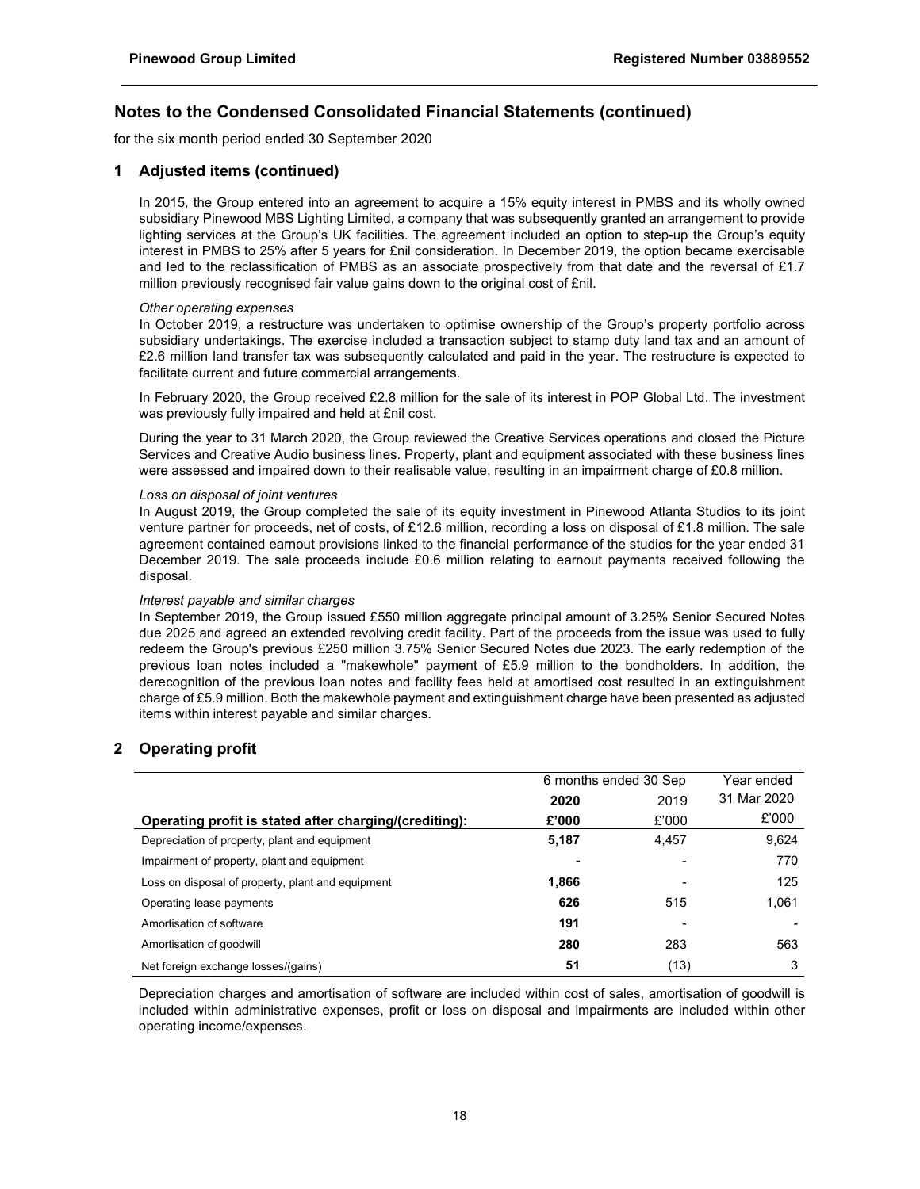## Notes to the Condensed Consolidated Financial Statements (continued)

for the six month period ended 30 September 2020

### 1 Adjusted items (continued)

In 2015, the Group entered into an agreement to acquire a 15% equity interest in PMBS and its wholly owned subsidiary Pinewood MBS Lighting Limited, a company that was subsequently granted an arrangement to provide lighting services at the Group's UK facilities. The agreement included an option to step-up the Group's equity interest in PMBS to 25% after 5 years for £nil consideration. In December 2019, the option became exercisable and led to the reclassification of PMBS as an associate prospectively from that date and the reversal of £1.7 million previously recognised fair value gains down to the original cost of £nil.

*Other operating expenses*

In October 2019, a restructure was undertaken to optimise ownership of the Group's property portfolio across subsidiary undertakings. The exercise included a transaction subject to stamp duty land tax and an amount of £2.6 million land transfer tax was subsequently calculated and paid in the year. The restructure is expected to facilitate current and future commercial arrangements.

In February 2020, the Group received £2.8 million for the sale of its interest in POP Global Ltd. The investment was previously fully impaired and held at £nil cost.

During the year to 31 March 2020, the Group reviewed the Creative Services operations and closed the Picture Services and Creative Audio business lines. Property, plant and equipment associated with these business lines were assessed and impaired down to their realisable value, resulting in an impairment charge of £0.8 million.

*Loss on disposal of joint ventures*

In August 2019, the Group completed the sale of its equity investment in Pinewood Atlanta Studios to its joint venture partner for proceeds, net of costs, of £12.6 million, recording a loss on disposal of £1.8 million. The sale agreement contained earnout provisions linked to the financial performance of the studios for the year ended 31 December 2019. The sale proceeds include £0.6 million relating to earnout payments received following the disposal.

*Interest payable and similar charges*

In September 2019, the Group issued £550 million aggregate principal amount of 3.25% Senior Secured Notes due 2025 and agreed an extended revolving credit facility. Part of the proceeds from the issue was used to fully redeem the Group's previous £250 million 3.75% Senior Secured Notes due 2023. The early redemption of the previous loan notes included a "makewhole" payment of £5.9 million to the bondholders. In addition, the derecognition of the previous loan notes and facility fees held at amortised cost resulted in an extinguishment charge of £5.9 million. Both the makewhole payment and extinguishment charge have been presented as adjusted items within interest payable and similar charges.

### 2 Operating profit

| | 6 months ended 30 Sep | | Year ended |
|---|---|---|---|
| | **2020** | 2019 | 31 Mar 2020 |
| **Operating profit is stated after charging/(crediting):** | **£'000** | £'000 | £'000 |
| Depreciation of property, plant and equipment | **5,187** | 4,457 | 9,624 |
| Impairment of property, plant and equipment | **-** | - | 770 |
| Loss on disposal of property, plant and equipment | **1,866** | - | 125 |
| Operating lease payments | **626** | 515 | 1,061 |
| Amortisation of software | **191** | - | - |
| Amortisation of goodwill | **280** | 283 | 563 |
| Net foreign exchange losses/(gains) | **51** | (13) | 3 |

Depreciation charges and amortisation of software are included within cost of sales, amortisation of goodwill is included within administrative expenses, profit or loss on disposal and impairments are included within other operating income/expenses.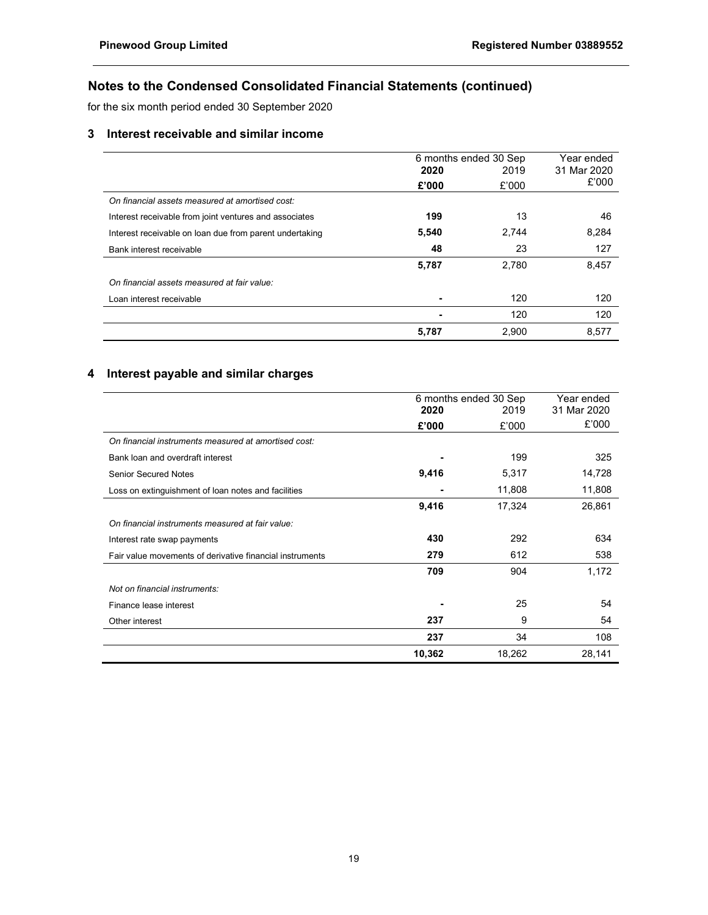## Notes to the Condensed Consolidated Financial Statements (continued)

for the six month period ended 30 September 2020

### 3 Interest receivable and similar income

| | 6 months ended 30 Sep | | Year ended |
|---|---|---|---|
| | **2020** | 2019 | 31 Mar 2020 |
| | **£'000** | £'000 | £'000 |
| *On financial assets measured at amortised cost:* | | | |
| Interest receivable from joint ventures and associates | **199** | 13 | 46 |
| Interest receivable on loan due from parent undertaking | **5,540** | 2,744 | 8,284 |
| Bank interest receivable | **48** | 23 | 127 |
| | **5,787** | 2,780 | 8,457 |
| *On financial assets measured at fair value:* | | | |
| Loan interest receivable | **-** | 120 | 120 |
| | **-** | 120 | 120 |
| | **5,787** | 2,900 | 8,577 |

### 4 Interest payable and similar charges

| | 6 months ended 30 Sep | | Year ended |
|---|---|---|---|
| | **2020** | 2019 | 31 Mar 2020 |
| | **£'000** | £'000 | £'000 |
| *On financial instruments measured at amortised cost:* | | | |
| Bank loan and overdraft interest | **-** | 199 | 325 |
| Senior Secured Notes | **9,416** | 5,317 | 14,728 |
| Loss on extinguishment of loan notes and facilities | **-** | 11,808 | 11,808 |
| | **9,416** | 17,324 | 26,861 |
| *On financial instruments measured at fair value:* | | | |
| Interest rate swap payments | **430** | 292 | 634 |
| Fair value movements of derivative financial instruments | **279** | 612 | 538 |
| | **709** | 904 | 1,172 |
| *Not on financial instruments:* | | | |
| Finance lease interest | **-** | 25 | 54 |
| Other interest | **237** | 9 | 54 |
| | **237** | 34 | 108 |
| | **10,362** | 18,262 | 28,141 |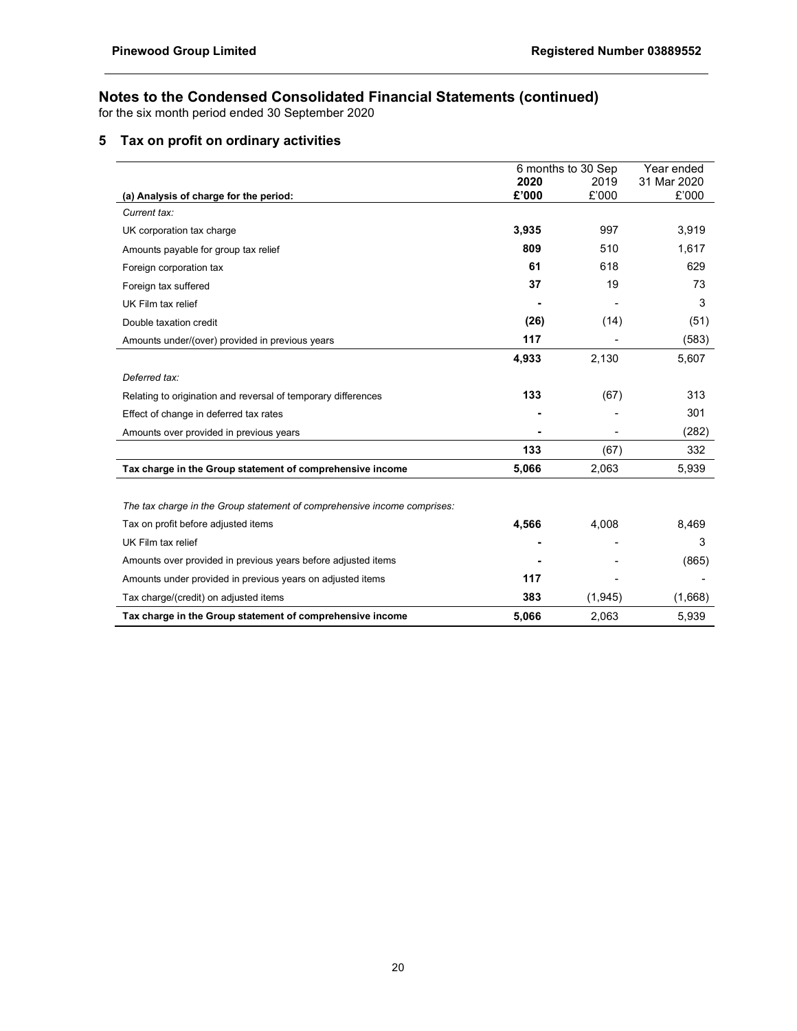## Notes to the Condensed Consolidated Financial Statements (continued)

for the six month period ended 30 September 2020

### 5 Tax on profit on ordinary activities

| | 6 months to 30 Sep | | Year ended |
|---|---|---|---|
| | **2020** | 2019 | 31 Mar 2020 |
| **(a) Analysis of charge for the period:** | **£'000** | £'000 | £'000 |
| *Current tax:* | | | |
| UK corporation tax charge | **3,935** | 997 | 3,919 |
| Amounts payable for group tax relief | **809** | 510 | 1,617 |
| Foreign corporation tax | **61** | 618 | 629 |
| Foreign tax suffered | **37** | 19 | 73 |
| UK Film tax relief | **-** | - | 3 |
| Double taxation credit | **(26)** | (14) | (51) |
| Amounts under/(over) provided in previous years | **117** | - | (583) |
| | **4,933** | 2,130 | 5,607 |
| *Deferred tax:* | | | |
| Relating to origination and reversal of temporary differences | **133** | (67) | 313 |
| Effect of change in deferred tax rates | **-** | - | 301 |
| Amounts over provided in previous years | **-** | - | (282) |
| | **133** | (67) | 332 |
| **Tax charge in the Group statement of comprehensive income** | **5,066** | 2,063 | 5,939 |
| | | | |
| *The tax charge in the Group statement of comprehensive income comprises:* | | | |
| Tax on profit before adjusted items | **4,566** | 4,008 | 8,469 |
| UK Film tax relief | **-** | - | 3 |
| Amounts over provided in previous years before adjusted items | **-** | - | (865) |
| Amounts under provided in previous years on adjusted items | **117** | - | - |
| Tax charge/(credit) on adjusted items | **383** | (1,945) | (1,668) |
| **Tax charge in the Group statement of comprehensive income** | **5,066** | 2,063 | 5,939 |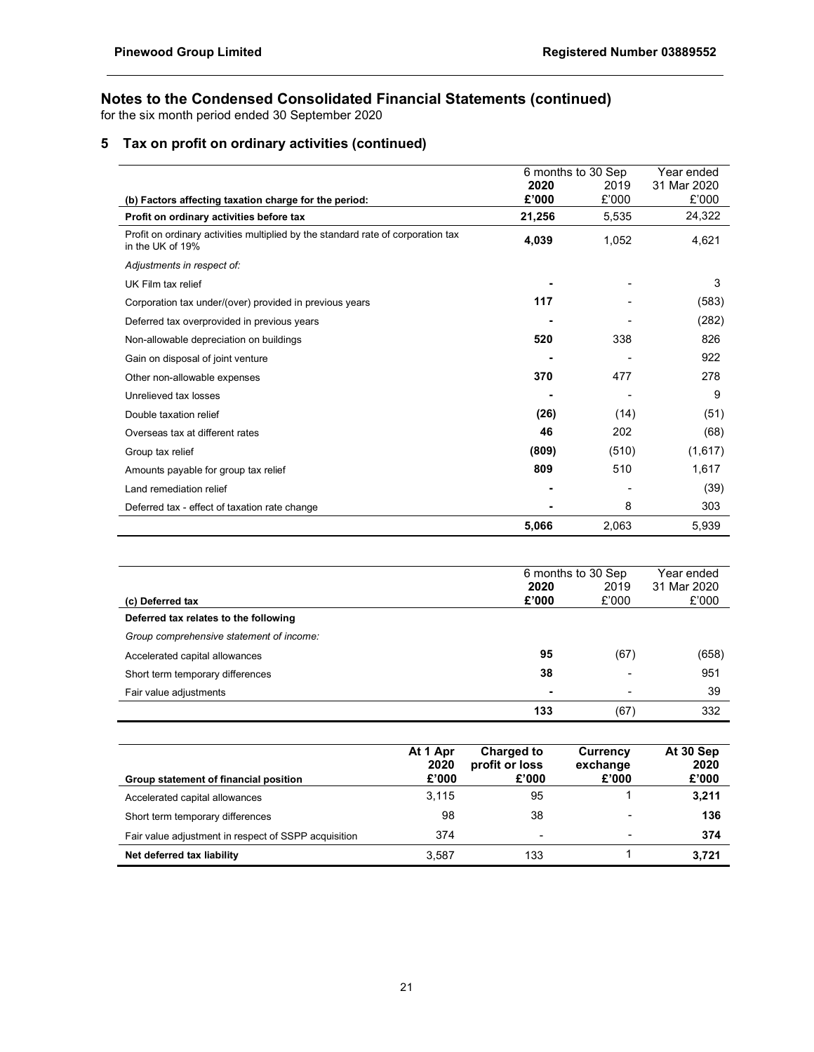## Notes to the Condensed Consolidated Financial Statements (continued)

for the six month period ended 30 September 2020

### 5 Tax on profit on ordinary activities (continued)

| (b) Factors affecting taxation charge for the period: | 6 months to 30 Sep 2020 £'000 | 6 months to 30 Sep 2019 £'000 | Year ended 31 Mar 2020 £'000 |
|---|---|---|---|
| **Profit on ordinary activities before tax** | **21,256** | 5,535 | 24,322 |
| Profit on ordinary activities multiplied by the standard rate of corporation tax in the UK of 19% | **4,039** | 1,052 | 4,621 |
| *Adjustments in respect of:* | | | |
| UK Film tax relief | **-** | - | 3 |
| Corporation tax under/(over) provided in previous years | **117** | - | (583) |
| Deferred tax overprovided in previous years | **-** | - | (282) |
| Non-allowable depreciation on buildings | **520** | 338 | 826 |
| Gain on disposal of joint venture | **-** | - | 922 |
| Other non-allowable expenses | **370** | 477 | 278 |
| Unrelieved tax losses | **-** | - | 9 |
| Double taxation relief | **(26)** | (14) | (51) |
| Overseas tax at different rates | **46** | 202 | (68) |
| Group tax relief | **(809)** | (510) | (1,617) |
| Amounts payable for group tax relief | **809** | 510 | 1,617 |
| Land remediation relief | **-** | - | (39) |
| Deferred tax - effect of taxation rate change | **-** | 8 | 303 |
| | **5,066** | 2,063 | 5,939 |

| (c) Deferred tax | 6 months to 30 Sep 2020 £'000 | 6 months to 30 Sep 2019 £'000 | Year ended 31 Mar 2020 £'000 |
|---|---|---|---|
| **Deferred tax relates to the following** | | | |
| *Group comprehensive statement of income:* | | | |
| Accelerated capital allowances | **95** | (67) | (658) |
| Short term temporary differences | **38** | - | 951 |
| Fair value adjustments | **-** | - | 39 |
| | **133** | (67) | 332 |

| Group statement of financial position | At 1 Apr 2020 £'000 | Charged to profit or loss £'000 | Currency exchange £'000 | At 30 Sep 2020 £'000 |
|---|---|---|---|---|
| Accelerated capital allowances | 3,115 | 95 | 1 | **3,211** |
| Short term temporary differences | 98 | 38 | - | **136** |
| Fair value adjustment in respect of SSPP acquisition | 374 | - | - | **374** |
| **Net deferred tax liability** | 3,587 | 133 | 1 | **3,721** |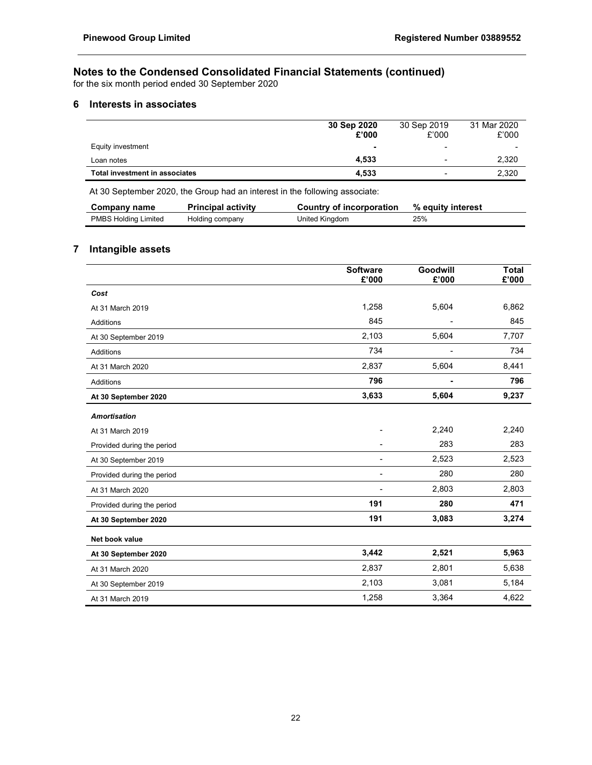## Notes to the Condensed Consolidated Financial Statements (continued)

for the six month period ended 30 September 2020

### 6 Interests in associates

| | **30 Sep 2020 £'000** | 30 Sep 2019 £'000 | 31 Mar 2020 £'000 |
|---|---|---|---|
| Equity investment | **-** | - | - |
| Loan notes | **4,533** | - | 2,320 |
| **Total investment in associates** | **4,533** | - | 2,320 |

At 30 September 2020, the Group had an interest in the following associate:

| **Company name** | **Principal activity** | **Country of incorporation** | **% equity interest** |
|---|---|---|---|
| PMBS Holding Limited | Holding company | United Kingdom | 25% |

### 7 Intangible assets

| | **Software £'000** | **Goodwill £'000** | **Total £'000** |
|---|---|---|---|
| ***Cost*** | | | |
| At 31 March 2019 | 1,258 | 5,604 | 6,862 |
| Additions | 845 | - | 845 |
| At 30 September 2019 | 2,103 | 5,604 | 7,707 |
| Additions | 734 | - | 734 |
| At 31 March 2020 | 2,837 | 5,604 | 8,441 |
| Additions | **796** | **-** | **796** |
| **At 30 September 2020** | **3,633** | **5,604** | **9,237** |
| ***Amortisation*** | | | |
| At 31 March 2019 | - | 2,240 | 2,240 |
| Provided during the period | - | 283 | 283 |
| At 30 September 2019 | - | 2,523 | 2,523 |
| Provided during the period | - | 280 | 280 |
| At 31 March 2020 | - | 2,803 | 2,803 |
| Provided during the period | **191** | **280** | **471** |
| **At 30 September 2020** | **191** | **3,083** | **3,274** |
| **Net book value** | | | |
| **At 30 September 2020** | **3,442** | **2,521** | **5,963** |
| At 31 March 2020 | 2,837 | 2,801 | 5,638 |
| At 30 September 2019 | 2,103 | 3,081 | 5,184 |
| At 31 March 2019 | 1,258 | 3,364 | 4,622 |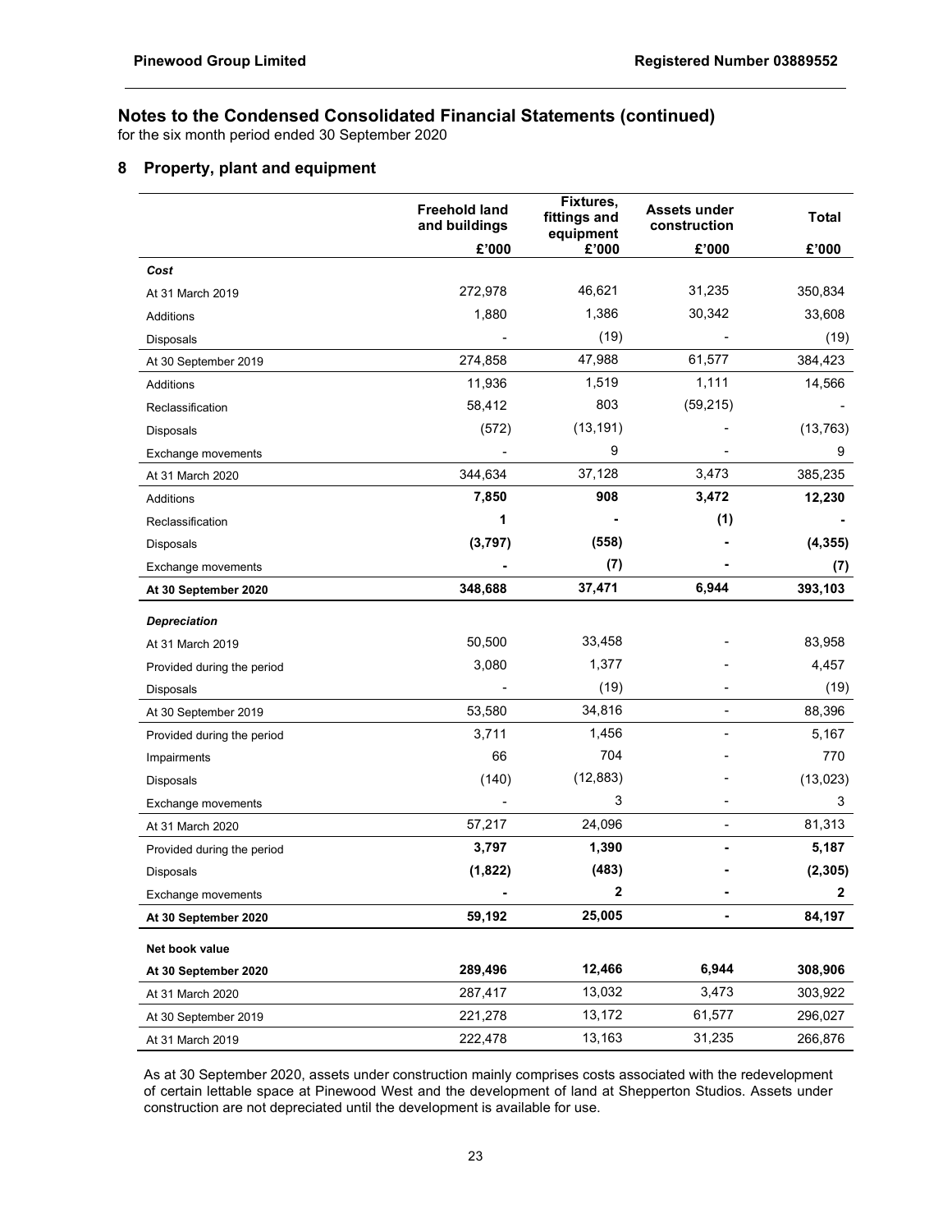## Notes to the Condensed Consolidated Financial Statements (continued)

for the six month period ended 30 September 2020

### 8 Property, plant and equipment

| | Freehold land and buildings | Fixtures, fittings and equipment | Assets under construction | Total |
|---|---|---|---|---|
| | £'000 | £'000 | £'000 | £'000 |
| ***Cost*** | | | | |
| At 31 March 2019 | 272,978 | 46,621 | 31,235 | 350,834 |
| Additions | 1,880 | 1,386 | 30,342 | 33,608 |
| Disposals | - | (19) | - | (19) |
| At 30 September 2019 | 274,858 | 47,988 | 61,577 | 384,423 |
| Additions | 11,936 | 1,519 | 1,111 | 14,566 |
| Reclassification | 58,412 | 803 | (59,215) | - |
| Disposals | (572) | (13,191) | - | (13,763) |
| Exchange movements | - | 9 | - | 9 |
| At 31 March 2020 | 344,634 | 37,128 | 3,473 | 385,235 |
| Additions | **7,850** | **908** | **3,472** | **12,230** |
| Reclassification | **1** | **-** | **(1)** | **-** |
| Disposals | **(3,797)** | **(558)** | **-** | **(4,355)** |
| Exchange movements | **-** | **(7)** | **-** | **(7)** |
| **At 30 September 2020** | **348,688** | **37,471** | **6,944** | **393,103** |
| ***Depreciation*** | | | | |
| At 31 March 2019 | 50,500 | 33,458 | - | 83,958 |
| Provided during the period | 3,080 | 1,377 | - | 4,457 |
| Disposals | - | (19) | - | (19) |
| At 30 September 2019 | 53,580 | 34,816 | - | 88,396 |
| Provided during the period | 3,711 | 1,456 | - | 5,167 |
| Impairments | 66 | 704 | - | 770 |
| Disposals | (140) | (12,883) | - | (13,023) |
| Exchange movements | - | 3 | - | 3 |
| At 31 March 2020 | 57,217 | 24,096 | - | 81,313 |
| Provided during the period | **3,797** | **1,390** | **-** | **5,187** |
| Disposals | **(1,822)** | **(483)** | **-** | **(2,305)** |
| Exchange movements | **-** | **2** | **-** | **2** |
| **At 30 September 2020** | **59,192** | **25,005** | **-** | **84,197** |
| **Net book value** | | | | |
| **At 30 September 2020** | **289,496** | **12,466** | **6,944** | **308,906** |
| At 31 March 2020 | 287,417 | 13,032 | 3,473 | 303,922 |
| At 30 September 2019 | 221,278 | 13,172 | 61,577 | 296,027 |
| At 31 March 2019 | 222,478 | 13,163 | 31,235 | 266,876 |

As at 30 September 2020, assets under construction mainly comprises costs associated with the redevelopment of certain lettable space at Pinewood West and the development of land at Shepperton Studios. Assets under construction are not depreciated until the development is available for use.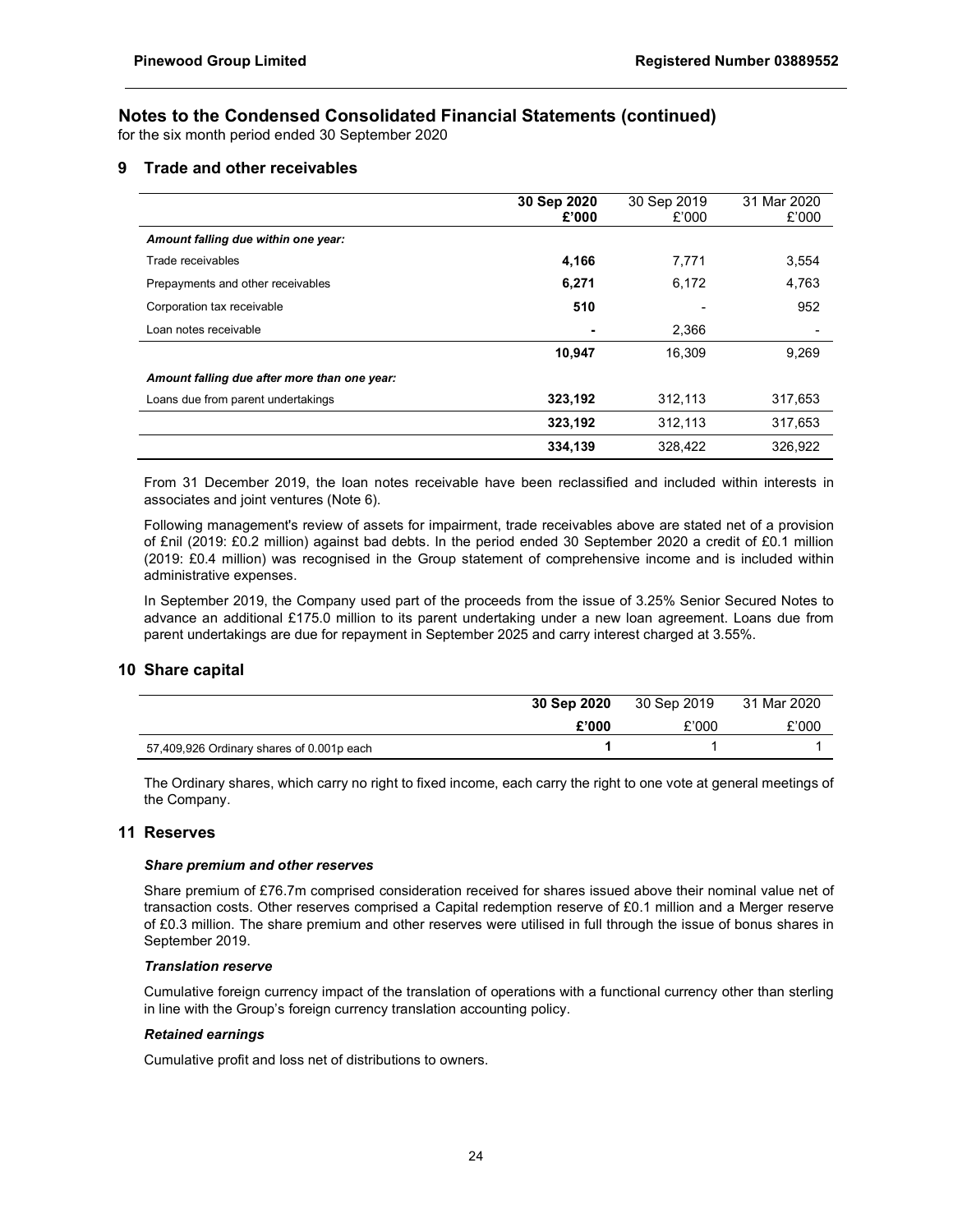## Notes to the Condensed Consolidated Financial Statements (continued)

for the six month period ended 30 September 2020

### 9 Trade and other receivables

| | 30 Sep 2020 £'000 | 30 Sep 2019 £'000 | 31 Mar 2020 £'000 |
|---|---|---|---|
| ***Amount falling due within one year:*** | | | |
| Trade receivables | **4,166** | 7,771 | 3,554 |
| Prepayments and other receivables | **6,271** | 6,172 | 4,763 |
| Corporation tax receivable | **510** | - | 952 |
| Loan notes receivable | **-** | 2,366 | - |
| | **10,947** | 16,309 | 9,269 |
| ***Amount falling due after more than one year:*** | | | |
| Loans due from parent undertakings | **323,192** | 312,113 | 317,653 |
| | **323,192** | 312,113 | 317,653 |
| | **334,139** | 328,422 | 326,922 |

From 31 December 2019, the loan notes receivable have been reclassified and included within interests in associates and joint ventures (Note 6).

Following management's review of assets for impairment, trade receivables above are stated net of a provision of £nil (2019: £0.2 million) against bad debts. In the period ended 30 September 2020 a credit of £0.1 million (2019: £0.4 million) was recognised in the Group statement of comprehensive income and is included within administrative expenses.

In September 2019, the Company used part of the proceeds from the issue of 3.25% Senior Secured Notes to advance an additional £175.0 million to its parent undertaking under a new loan agreement. Loans due from parent undertakings are due for repayment in September 2025 and carry interest charged at 3.55%.

### 10 Share capital

| | 30 Sep 2020 | 30 Sep 2019 | 31 Mar 2020 |
|---|---|---|---|
| | **£'000** | £'000 | £'000 |
| 57,409,926 Ordinary shares of 0.001p each | **1** | 1 | 1 |

The Ordinary shares, which carry no right to fixed income, each carry the right to one vote at general meetings of the Company.

### 11 Reserves

***Share premium and other reserves***

Share premium of £76.7m comprised consideration received for shares issued above their nominal value net of transaction costs. Other reserves comprised a Capital redemption reserve of £0.1 million and a Merger reserve of £0.3 million. The share premium and other reserves were utilised in full through the issue of bonus shares in September 2019.

***Translation reserve***

Cumulative foreign currency impact of the translation of operations with a functional currency other than sterling in line with the Group's foreign currency translation accounting policy.

***Retained earnings***

Cumulative profit and loss net of distributions to owners.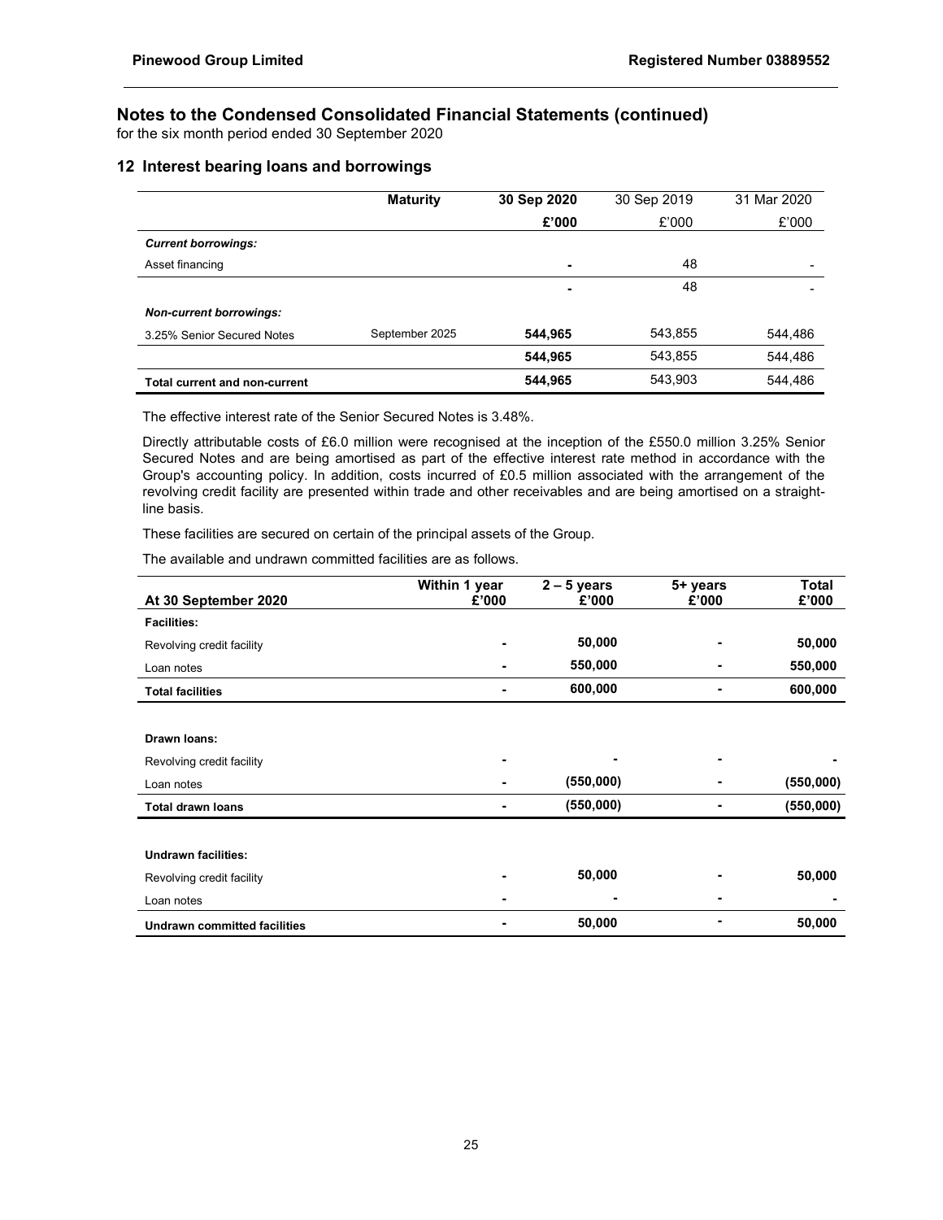## Notes to the Condensed Consolidated Financial Statements (continued)

for the six month period ended 30 September 2020

### 12 Interest bearing loans and borrowings

| | **Maturity** | **30 Sep 2020** | 30 Sep 2019 | 31 Mar 2020 |
|---|---|---|---|---|
| | | **£'000** | £'000 | £'000 |
| ***Current borrowings:*** | | | | |
| Asset financing | | **-** | 48 | - |
| | | **-** | 48 | - |
| ***Non-current borrowings:*** | | | | |
| 3.25% Senior Secured Notes | September 2025 | **544,965** | 543,855 | 544,486 |
| | | **544,965** | 543,855 | 544,486 |
| **Total current and non-current** | | **544,965** | 543,903 | 544,486 |

The effective interest rate of the Senior Secured Notes is 3.48%.

Directly attributable costs of £6.0 million were recognised at the inception of the £550.0 million 3.25% Senior Secured Notes and are being amortised as part of the effective interest rate method in accordance with the Group's accounting policy. In addition, costs incurred of £0.5 million associated with the arrangement of the revolving credit facility are presented within trade and other receivables and are being amortised on a straight-line basis.

These facilities are secured on certain of the principal assets of the Group.

The available and undrawn committed facilities are as follows.

| **At 30 September 2020** | **Within 1 year £'000** | **2 – 5 years £'000** | **5+ years £'000** | **Total £'000** |
|---|---|---|---|---|
| **Facilities:** | | | | |
| Revolving credit facility | **-** | **50,000** | **-** | **50,000** |
| Loan notes | **-** | **550,000** | **-** | **550,000** |
| **Total facilities** | **-** | **600,000** | **-** | **600,000** |
| | | | | |
| **Drawn loans:** | | | | |
| Revolving credit facility | **-** | **-** | **-** | **-** |
| Loan notes | **-** | **(550,000)** | **-** | **(550,000)** |
| **Total drawn loans** | **-** | **(550,000)** | **-** | **(550,000)** |
| | | | | |
| **Undrawn facilities:** | | | | |
| Revolving credit facility | **-** | **50,000** | **-** | **50,000** |
| Loan notes | **-** | **-** | **-** | **-** |
| **Undrawn committed facilities** | **-** | **50,000** | **-** | **50,000** |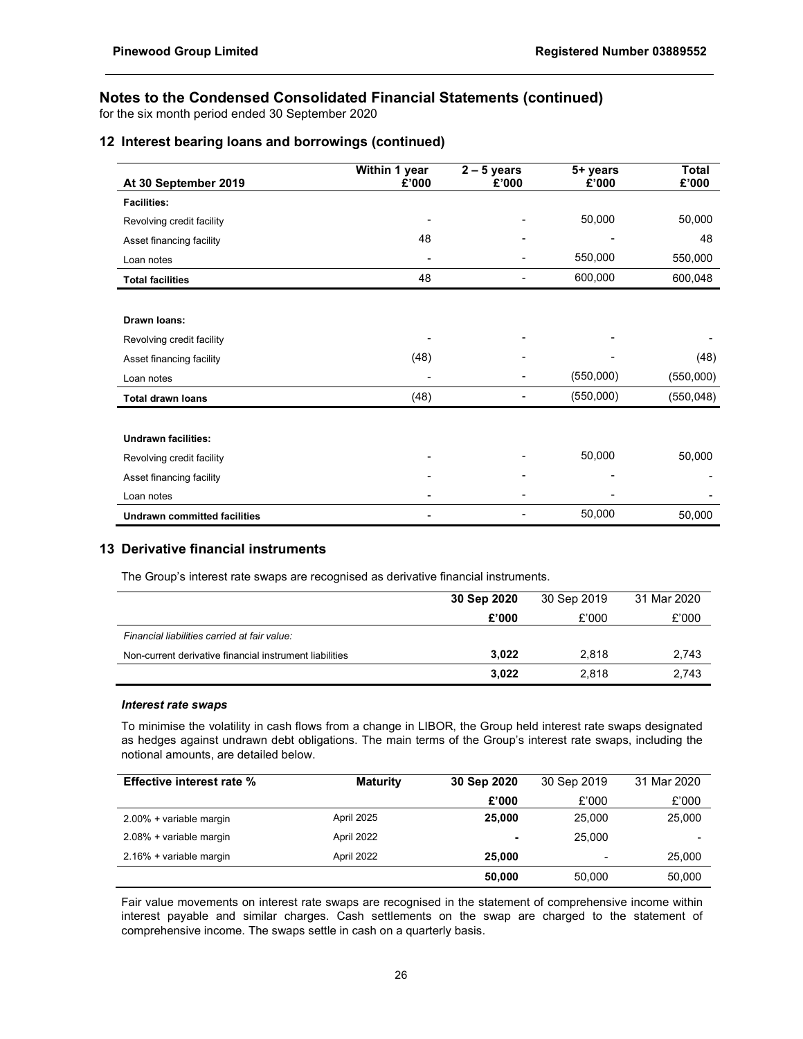## Notes to the Condensed Consolidated Financial Statements (continued)

for the six month period ended 30 September 2020

### 12 Interest bearing loans and borrowings (continued)

| At 30 September 2019 | Within 1 year £'000 | 2 – 5 years £'000 | 5+ years £'000 | Total £'000 |
|---|---|---|---|---|
| **Facilities:** | | | | |
| Revolving credit facility | - | - | 50,000 | 50,000 |
| Asset financing facility | 48 | - | - | 48 |
| Loan notes | - | - | 550,000 | 550,000 |
| **Total facilities** | 48 | - | 600,000 | 600,048 |
| | | | | |
| **Drawn loans:** | | | | |
| Revolving credit facility | - | - | - | - |
| Asset financing facility | (48) | - | - | (48) |
| Loan notes | - | - | (550,000) | (550,000) |
| **Total drawn loans** | (48) | - | (550,000) | (550,048) |
| | | | | |
| **Undrawn facilities:** | | | | |
| Revolving credit facility | - | - | 50,000 | 50,000 |
| Asset financing facility | - | - | - | - |
| Loan notes | - | - | - | - |
| **Undrawn committed facilities** | - | - | 50,000 | 50,000 |

### 13 Derivative financial instruments

The Group's interest rate swaps are recognised as derivative financial instruments.

| | 30 Sep 2020 | 30 Sep 2019 | 31 Mar 2020 |
|---|---|---|---|
| | £'000 | £'000 | £'000 |
| *Financial liabilities carried at fair value:* | | | |
| Non-current derivative financial instrument liabilities | **3,022** | 2,818 | 2,743 |
| | **3,022** | 2,818 | 2,743 |

***Interest rate swaps***

To minimise the volatility in cash flows from a change in LIBOR, the Group held interest rate swaps designated as hedges against undrawn debt obligations. The main terms of the Group's interest rate swaps, including the notional amounts, are detailed below.

| Effective interest rate % | Maturity | 30 Sep 2020 | 30 Sep 2019 | 31 Mar 2020 |
|---|---|---|---|---|
| | | £'000 | £'000 | £'000 |
| 2.00% + variable margin | April 2025 | **25,000** | 25,000 | 25,000 |
| 2.08% + variable margin | April 2022 | **-** | 25,000 | - |
| 2.16% + variable margin | April 2022 | **25,000** | - | 25,000 |
| | | **50,000** | 50,000 | 50,000 |

Fair value movements on interest rate swaps are recognised in the statement of comprehensive income within interest payable and similar charges. Cash settlements on the swap are charged to the statement of comprehensive income. The swaps settle in cash on a quarterly basis.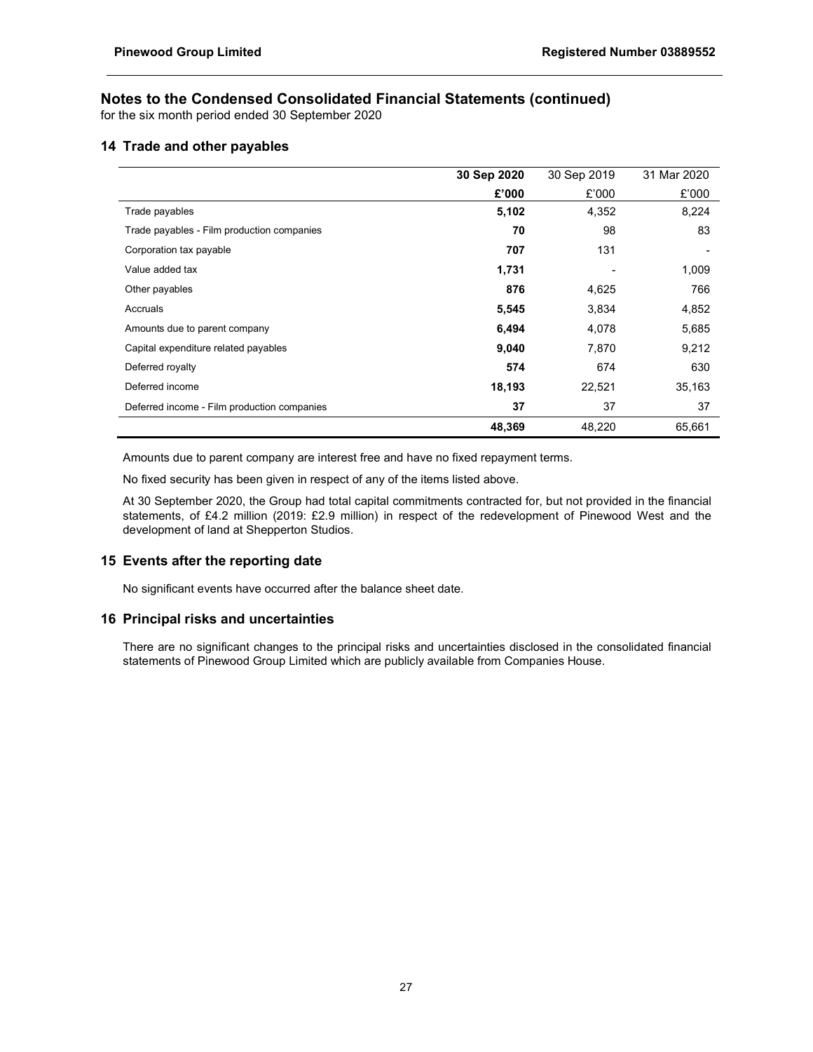## Notes to the Condensed Consolidated Financial Statements (continued)

for the six month period ended 30 September 2020

### 14 Trade and other payables

| | **30 Sep 2020** | 30 Sep 2019 | 31 Mar 2020 |
|---|---|---|---|
| | **£'000** | £'000 | £'000 |
| Trade payables | **5,102** | 4,352 | 8,224 |
| Trade payables - Film production companies | **70** | 98 | 83 |
| Corporation tax payable | **707** | 131 | - |
| Value added tax | **1,731** | - | 1,009 |
| Other payables | **876** | 4,625 | 766 |
| Accruals | **5,545** | 3,834 | 4,852 |
| Amounts due to parent company | **6,494** | 4,078 | 5,685 |
| Capital expenditure related payables | **9,040** | 7,870 | 9,212 |
| Deferred royalty | **574** | 674 | 630 |
| Deferred income | **18,193** | 22,521 | 35,163 |
| Deferred income - Film production companies | **37** | 37 | 37 |
| | **48,369** | 48,220 | 65,661 |

Amounts due to parent company are interest free and have no fixed repayment terms.

No fixed security has been given in respect of any of the items listed above.

At 30 September 2020, the Group had total capital commitments contracted for, but not provided in the financial statements, of £4.2 million (2019: £2.9 million) in respect of the redevelopment of Pinewood West and the development of land at Shepperton Studios.

### 15 Events after the reporting date

No significant events have occurred after the balance sheet date.

### 16 Principal risks and uncertainties

There are no significant changes to the principal risks and uncertainties disclosed in the consolidated financial statements of Pinewood Group Limited which are publicly available from Companies House.